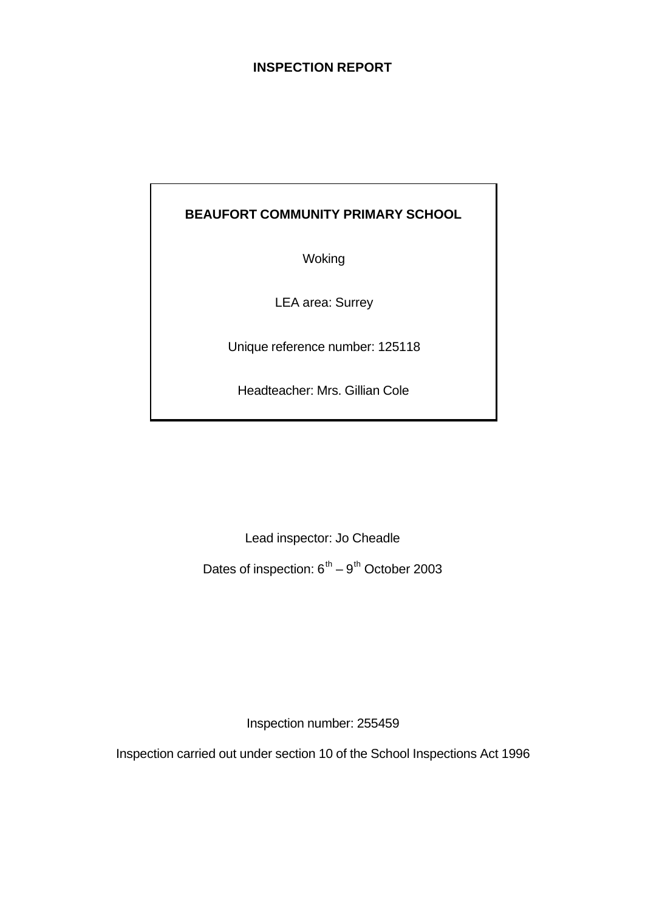# INSPECTION REPORT

**BEAUFORT COMMUNITY PRIMARY SCHOOL**

Woking

LEA area: Surrey

Unique reference number: 125118

Headteacher: Mrs. Gillian Cole

Lead inspector: Jo Cheadle

Dates of inspection: 6th – 9th October 2003

Inspection number: 255459

Inspection carried out under section 10 of the School Inspections Act 1996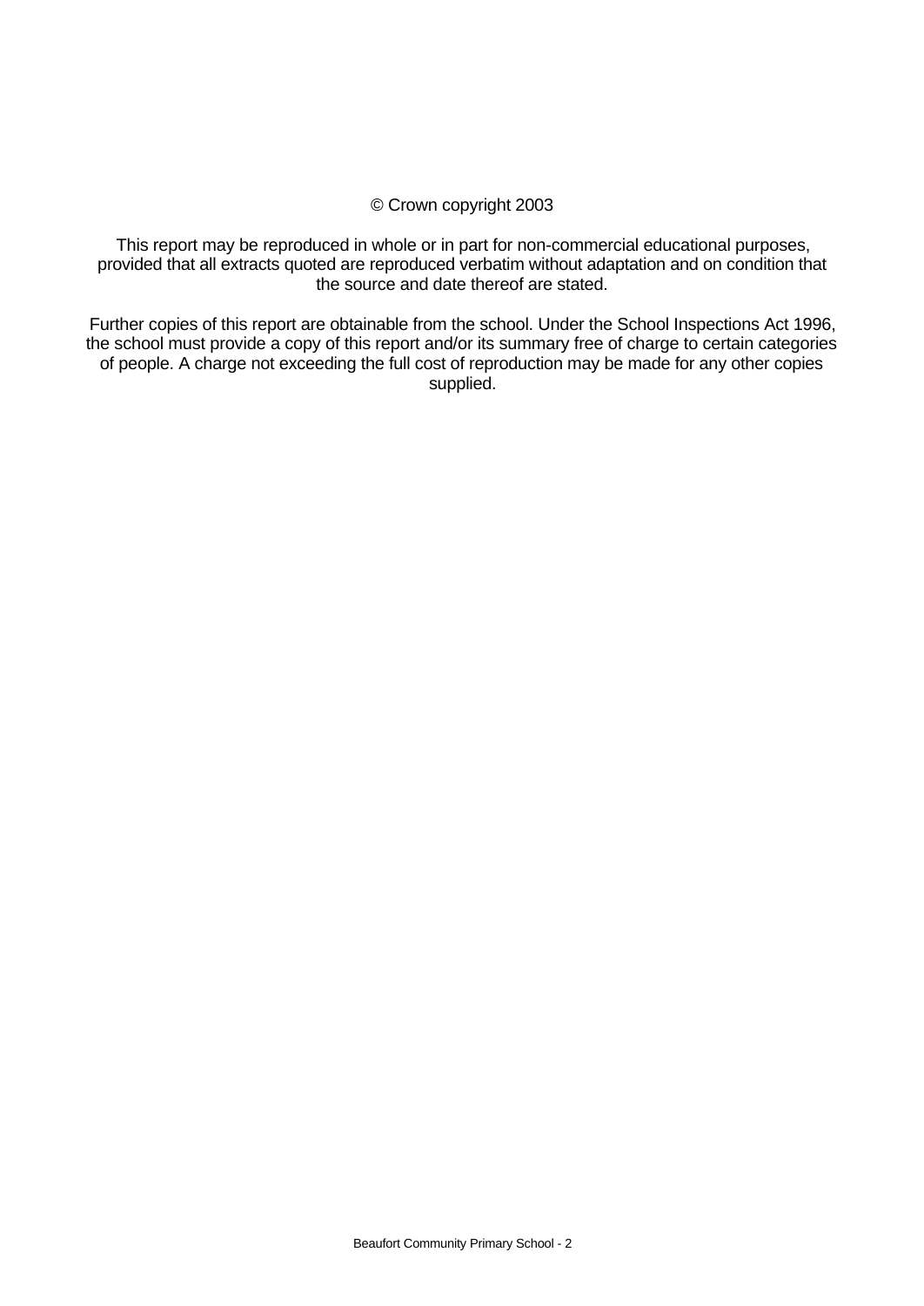© Crown copyright 2003

This report may be reproduced in whole or in part for non-commercial educational purposes, provided that all extracts quoted are reproduced verbatim without adaptation and on condition that the source and date thereof are stated.

Further copies of this report are obtainable from the school. Under the School Inspections Act 1996, the school must provide a copy of this report and/or its summary free of charge to certain categories of people. A charge not exceeding the full cost of reproduction may be made for any other copies supplied.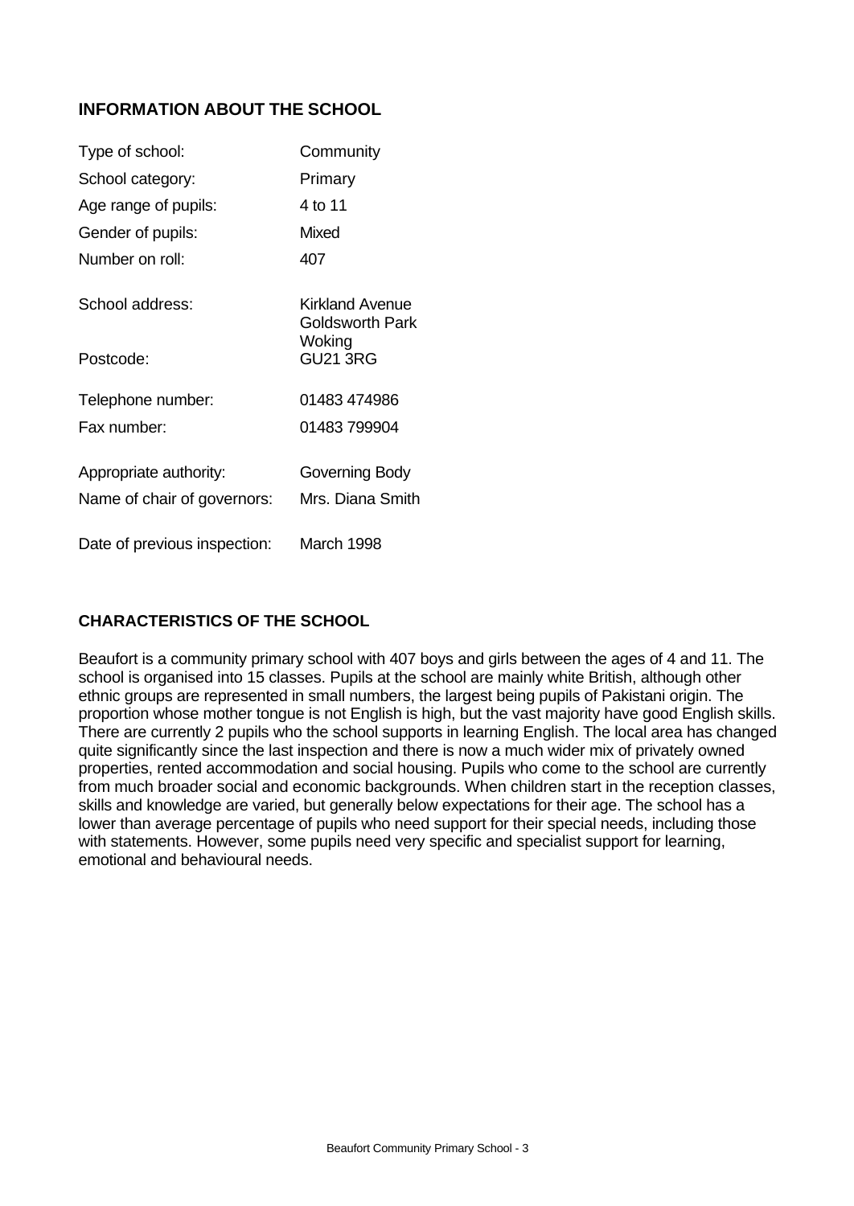## INFORMATION ABOUT THE SCHOOL

| | |
|---|---|
| Type of school: | Community |
| School category: | Primary |
| Age range of pupils: | 4 to 11 |
| Gender of pupils: | Mixed |
| Number on roll: | 407 |
| School address: | Kirkland Avenue<br>Goldsworth Park<br>Woking |
| Postcode: | GU21 3RG |
| Telephone number: | 01483 474986 |
| Fax number: | 01483 799904 |
| Appropriate authority: | Governing Body |
| Name of chair of governors: | Mrs. Diana Smith |
| Date of previous inspection: | March 1998 |

## CHARACTERISTICS OF THE SCHOOL

Beaufort is a community primary school with 407 boys and girls between the ages of 4 and 11. The school is organised into 15 classes. Pupils at the school are mainly white British, although other ethnic groups are represented in small numbers, the largest being pupils of Pakistani origin. The proportion whose mother tongue is not English is high, but the vast majority have good English skills. There are currently 2 pupils who the school supports in learning English. The local area has changed quite significantly since the last inspection and there is now a much wider mix of privately owned properties, rented accommodation and social housing. Pupils who come to the school are currently from much broader social and economic backgrounds. When children start in the reception classes, skills and knowledge are varied, but generally below expectations for their age. The school has a lower than average percentage of pupils who need support for their special needs, including those with statements. However, some pupils need very specific and specialist support for learning, emotional and behavioural needs.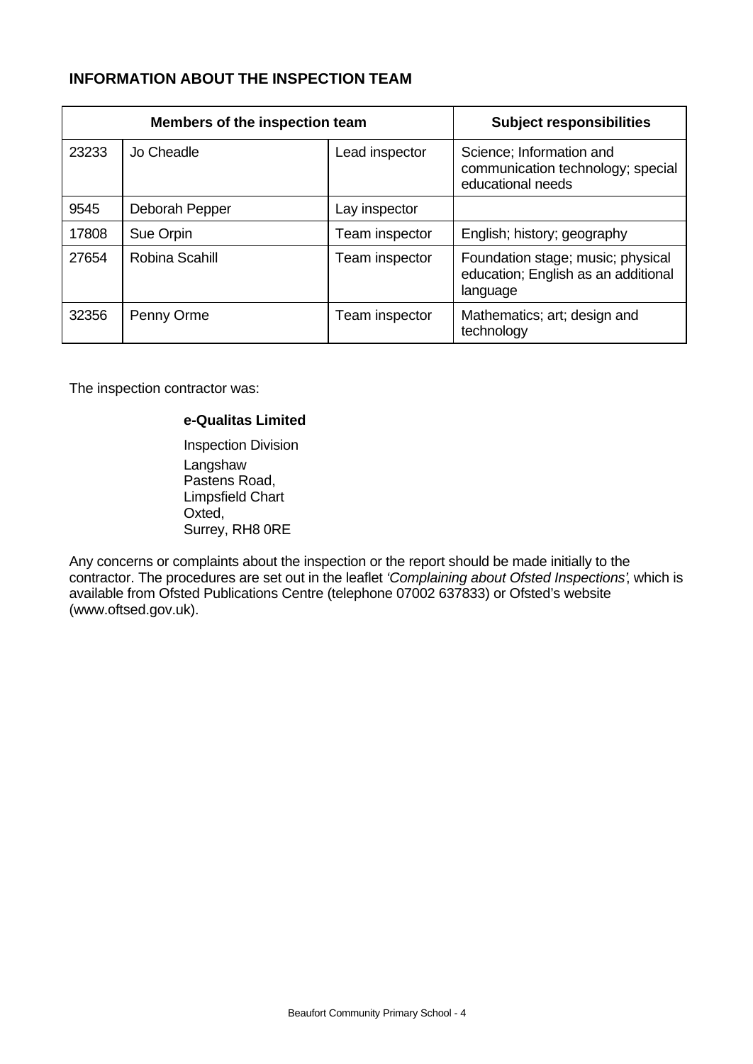## INFORMATION ABOUT THE INSPECTION TEAM

| Members of the inspection team | | | Subject responsibilities |
|---|---|---|---|
| 23233 | Jo Cheadle | Lead inspector | Science; Information and communication technology; special educational needs |
| 9545 | Deborah Pepper | Lay inspector | |
| 17808 | Sue Orpin | Team inspector | English; history; geography |
| 27654 | Robina Scahill | Team inspector | Foundation stage; music; physical education; English as an additional language |
| 32356 | Penny Orme | Team inspector | Mathematics; art; design and technology |

The inspection contractor was:

**e-Qualitas Limited**

Inspection Division
Langshaw
Pastens Road,
Limpsfield Chart
Oxted,
Surrey, RH8 0RE

Any concerns or complaints about the inspection or the report should be made initially to the contractor. The procedures are set out in the leaflet *'Complaining about Ofsted Inspections'*, which is available from Ofsted Publications Centre (telephone 07002 637833) or Ofsted's website (www.oftsed.gov.uk).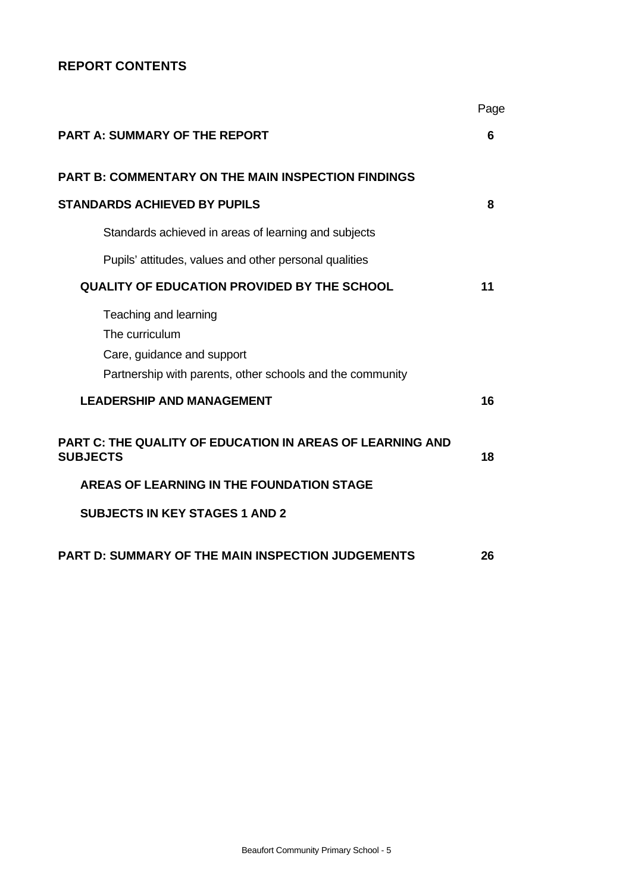## REPORT CONTENTS

| | Page |
|---|---|
| **PART A: SUMMARY OF THE REPORT** | **6** |
| **PART B: COMMENTARY ON THE MAIN INSPECTION FINDINGS** | |
| **STANDARDS ACHIEVED BY PUPILS** | **8** |
| Standards achieved in areas of learning and subjects | |
| Pupils' attitudes, values and other personal qualities | |
| **QUALITY OF EDUCATION PROVIDED BY THE SCHOOL** | **11** |
| Teaching and learning<br>The curriculum<br>Care, guidance and support<br>Partnership with parents, other schools and the community | |
| **LEADERSHIP AND MANAGEMENT** | **16** |
| **PART C: THE QUALITY OF EDUCATION IN AREAS OF LEARNING AND SUBJECTS** | **18** |
| **AREAS OF LEARNING IN THE FOUNDATION STAGE** | |
| **SUBJECTS IN KEY STAGES 1 AND 2** | |
| **PART D: SUMMARY OF THE MAIN INSPECTION JUDGEMENTS** | **26** |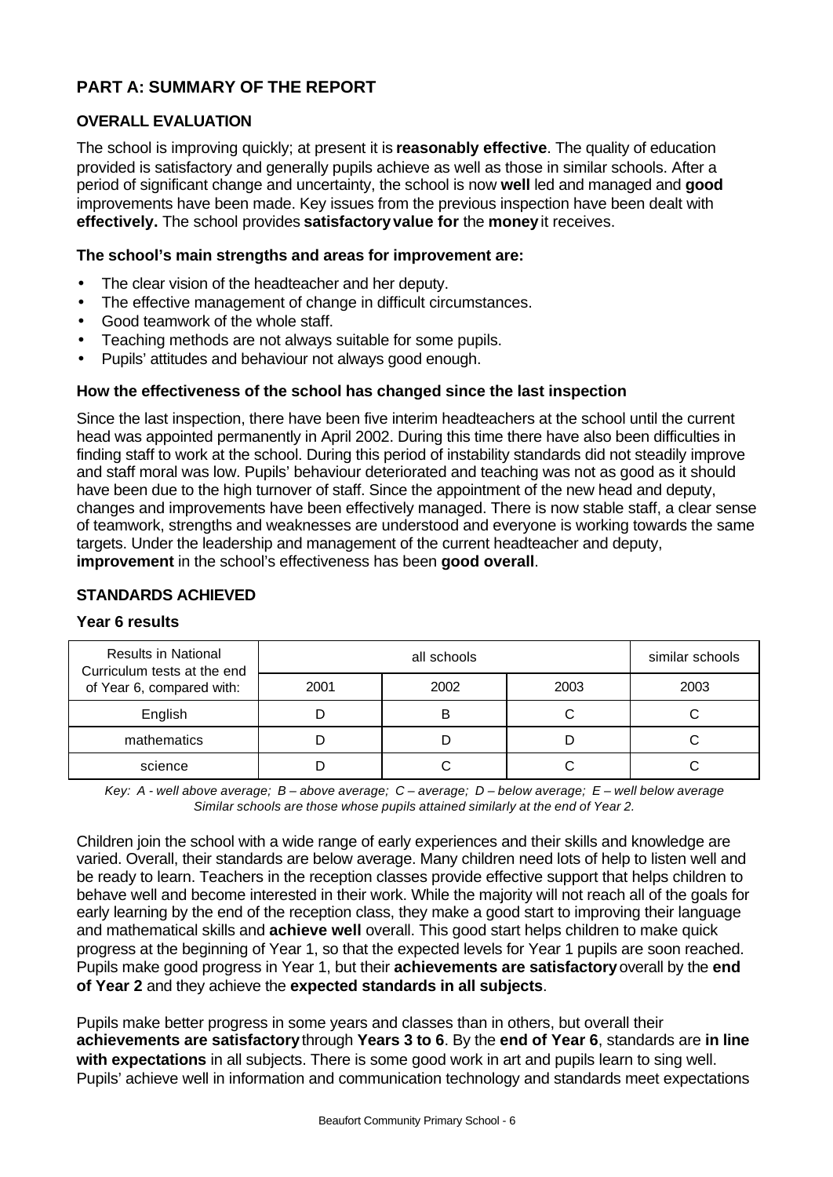## PART A: SUMMARY OF THE REPORT

### OVERALL EVALUATION

The school is improving quickly; at present it is **reasonably effective**. The quality of education provided is satisfactory and generally pupils achieve as well as those in similar schools. After a period of significant change and uncertainty, the school is now **well** led and managed and **good** improvements have been made. Key issues from the previous inspection have been dealt with **effectively.** The school provides **satisfactory value for** the **money** it receives.

**The school's main strengths and areas for improvement are:**

- The clear vision of the headteacher and her deputy.
- The effective management of change in difficult circumstances.
- Good teamwork of the whole staff.
- Teaching methods are not always suitable for some pupils.
- Pupils' attitudes and behaviour not always good enough.

**How the effectiveness of the school has changed since the last inspection**

Since the last inspection, there have been five interim headteachers at the school until the current head was appointed permanently in April 2002. During this time there have also been difficulties in finding staff to work at the school. During this period of instability standards did not steadily improve and staff moral was low. Pupils' behaviour deteriorated and teaching was not as good as it should have been due to the high turnover of staff. Since the appointment of the new head and deputy, changes and improvements have been effectively managed. There is now stable staff, a clear sense of teamwork, strengths and weaknesses are understood and everyone is working towards the same targets. Under the leadership and management of the current headteacher and deputy, **improvement** in the school's effectiveness has been **good overall**.

### STANDARDS ACHIEVED

**Year 6 results**

| Results in National Curriculum tests at the end of Year 6, compared with: | all schools | | | similar schools |
|---|---|---|---|---|
| | 2001 | 2002 | 2003 | 2003 |
| English | D | B | C | C |
| mathematics | D | D | D | C |
| science | D | C | C | C |

*Key: A - well above average; B – above average; C – average; D – below average; E – well below average*
*Similar schools are those whose pupils attained similarly at the end of Year 2.*

Children join the school with a wide range of early experiences and their skills and knowledge are varied. Overall, their standards are below average. Many children need lots of help to listen well and be ready to learn. Teachers in the reception classes provide effective support that helps children to behave well and become interested in their work. While the majority will not reach all of the goals for early learning by the end of the reception class, they make a good start to improving their language and mathematical skills and **achieve well** overall. This good start helps children to make quick progress at the beginning of Year 1, so that the expected levels for Year 1 pupils are soon reached. Pupils make good progress in Year 1, but their **achievements are satisfactory** overall by the **end of Year 2** and they achieve the **expected standards in all subjects**.

Pupils make better progress in some years and classes than in others, but overall their **achievements are satisfactory** through **Years 3 to 6**. By the **end of Year 6**, standards are **in line with expectations** in all subjects. There is some good work in art and pupils learn to sing well. Pupils' achieve well in information and communication technology and standards meet expectations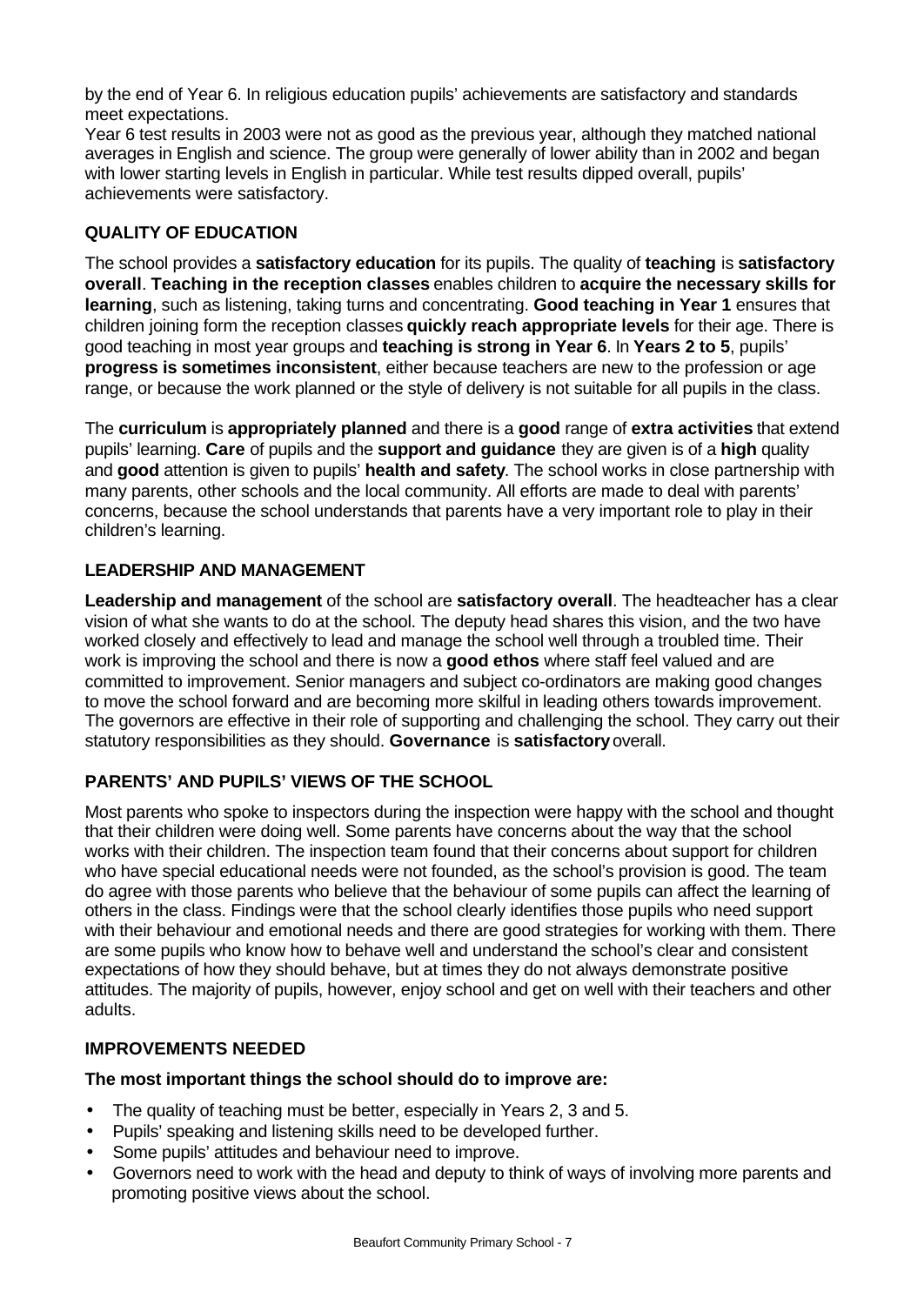by the end of Year 6. In religious education pupils' achievements are satisfactory and standards meet expectations.

Year 6 test results in 2003 were not as good as the previous year, although they matched national averages in English and science. The group were generally of lower ability than in 2002 and began with lower starting levels in English in particular. While test results dipped overall, pupils' achievements were satisfactory.

### QUALITY OF EDUCATION

The school provides a **satisfactory education** for its pupils. The quality of **teaching** is **satisfactory overall**. **Teaching in the reception classes** enables children to **acquire the necessary skills for learning**, such as listening, taking turns and concentrating. **Good teaching in Year 1** ensures that children joining form the reception classes **quickly reach appropriate levels** for their age. There is good teaching in most year groups and **teaching is strong in Year 6**. In **Years 2 to 5**, pupils' **progress is sometimes inconsistent**, either because teachers are new to the profession or age range, or because the work planned or the style of delivery is not suitable for all pupils in the class.

The **curriculum** is **appropriately planned** and there is a **good** range of **extra activities** that extend pupils' learning. **Care** of pupils and the **support and guidance** they are given is of a **high** quality and **good** attention is given to pupils' **health and safety**. The school works in close partnership with many parents, other schools and the local community. All efforts are made to deal with parents' concerns, because the school understands that parents have a very important role to play in their children's learning.

### LEADERSHIP AND MANAGEMENT

**Leadership and management** of the school are **satisfactory overall**. The headteacher has a clear vision of what she wants to do at the school. The deputy head shares this vision, and the two have worked closely and effectively to lead and manage the school well through a troubled time. Their work is improving the school and there is now a **good ethos** where staff feel valued and are committed to improvement. Senior managers and subject co-ordinators are making good changes to move the school forward and are becoming more skilful in leading others towards improvement. The governors are effective in their role of supporting and challenging the school. They carry out their statutory responsibilities as they should. **Governance** is **satisfactory** overall.

### PARENTS' AND PUPILS' VIEWS OF THE SCHOOL

Most parents who spoke to inspectors during the inspection were happy with the school and thought that their children were doing well. Some parents have concerns about the way that the school works with their children. The inspection team found that their concerns about support for children who have special educational needs were not founded, as the school's provision is good. The team do agree with those parents who believe that the behaviour of some pupils can affect the learning of others in the class. Findings were that the school clearly identifies those pupils who need support with their behaviour and emotional needs and there are good strategies for working with them. There are some pupils who know how to behave well and understand the school's clear and consistent expectations of how they should behave, but at times they do not always demonstrate positive attitudes. The majority of pupils, however, enjoy school and get on well with their teachers and other adults.

### IMPROVEMENTS NEEDED

**The most important things the school should do to improve are:**

- The quality of teaching must be better, especially in Years 2, 3 and 5.
- Pupils' speaking and listening skills need to be developed further.
- Some pupils' attitudes and behaviour need to improve.
- Governors need to work with the head and deputy to think of ways of involving more parents and promoting positive views about the school.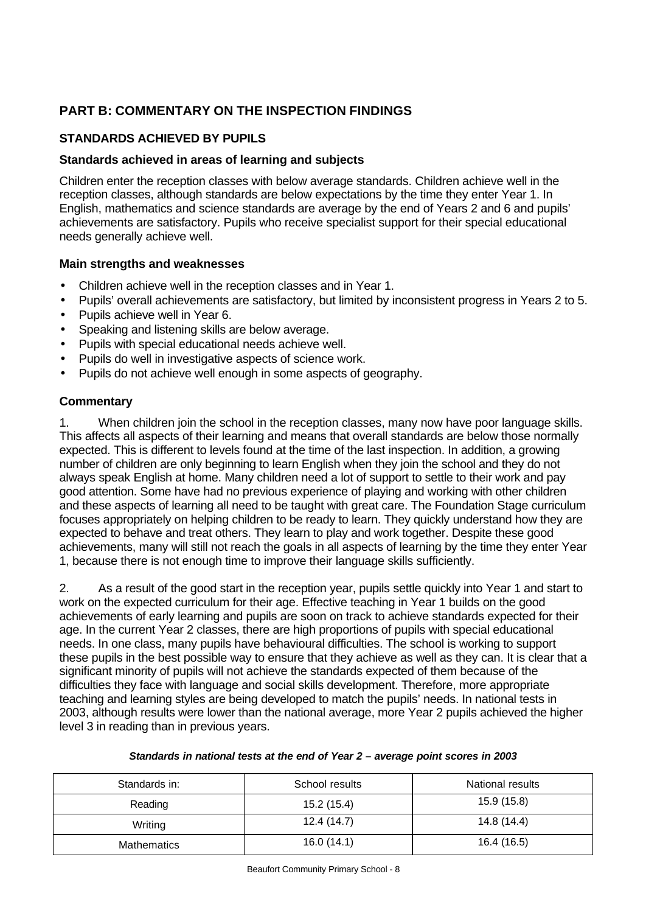## PART B: COMMENTARY ON THE INSPECTION FINDINGS

### STANDARDS ACHIEVED BY PUPILS

#### Standards achieved in areas of learning and subjects

Children enter the reception classes with below average standards. Children achieve well in the reception classes, although standards are below expectations by the time they enter Year 1. In English, mathematics and science standards are average by the end of Years 2 and 6 and pupils' achievements are satisfactory. Pupils who receive specialist support for their special educational needs generally achieve well.

#### Main strengths and weaknesses

- Children achieve well in the reception classes and in Year 1.
- Pupils' overall achievements are satisfactory, but limited by inconsistent progress in Years 2 to 5.
- Pupils achieve well in Year 6.
- Speaking and listening skills are below average.
- Pupils with special educational needs achieve well.
- Pupils do well in investigative aspects of science work.
- Pupils do not achieve well enough in some aspects of geography.

#### Commentary

1. When children join the school in the reception classes, many now have poor language skills. This affects all aspects of their learning and means that overall standards are below those normally expected. This is different to levels found at the time of the last inspection. In addition, a growing number of children are only beginning to learn English when they join the school and they do not always speak English at home. Many children need a lot of support to settle to their work and pay good attention. Some have had no previous experience of playing and working with other children and these aspects of learning all need to be taught with great care. The Foundation Stage curriculum focuses appropriately on helping children to be ready to learn. They quickly understand how they are expected to behave and treat others. They learn to play and work together. Despite these good achievements, many will still not reach the goals in all aspects of learning by the time they enter Year 1, because there is not enough time to improve their language skills sufficiently.

2. As a result of the good start in the reception year, pupils settle quickly into Year 1 and start to work on the expected curriculum for their age. Effective teaching in Year 1 builds on the good achievements of early learning and pupils are soon on track to achieve standards expected for their age. In the current Year 2 classes, there are high proportions of pupils with special educational needs. In one class, many pupils have behavioural difficulties. The school is working to support these pupils in the best possible way to ensure that they achieve as well as they can. It is clear that a significant minority of pupils will not achieve the standards expected of them because of the difficulties they face with language and social skills development. Therefore, more appropriate teaching and learning styles are being developed to match the pupils' needs. In national tests in 2003, although results were lower than the national average, more Year 2 pupils achieved the higher level 3 in reading than in previous years.

***Standards in national tests at the end of Year 2 – average point scores in 2003***

| Standards in: | School results | National results |
|---|---|---|
| Reading | 15.2 (15.4) | 15.9 (15.8) |
| Writing | 12.4 (14.7) | 14.8 (14.4) |
| Mathematics | 16.0 (14.1) | 16.4 (16.5) |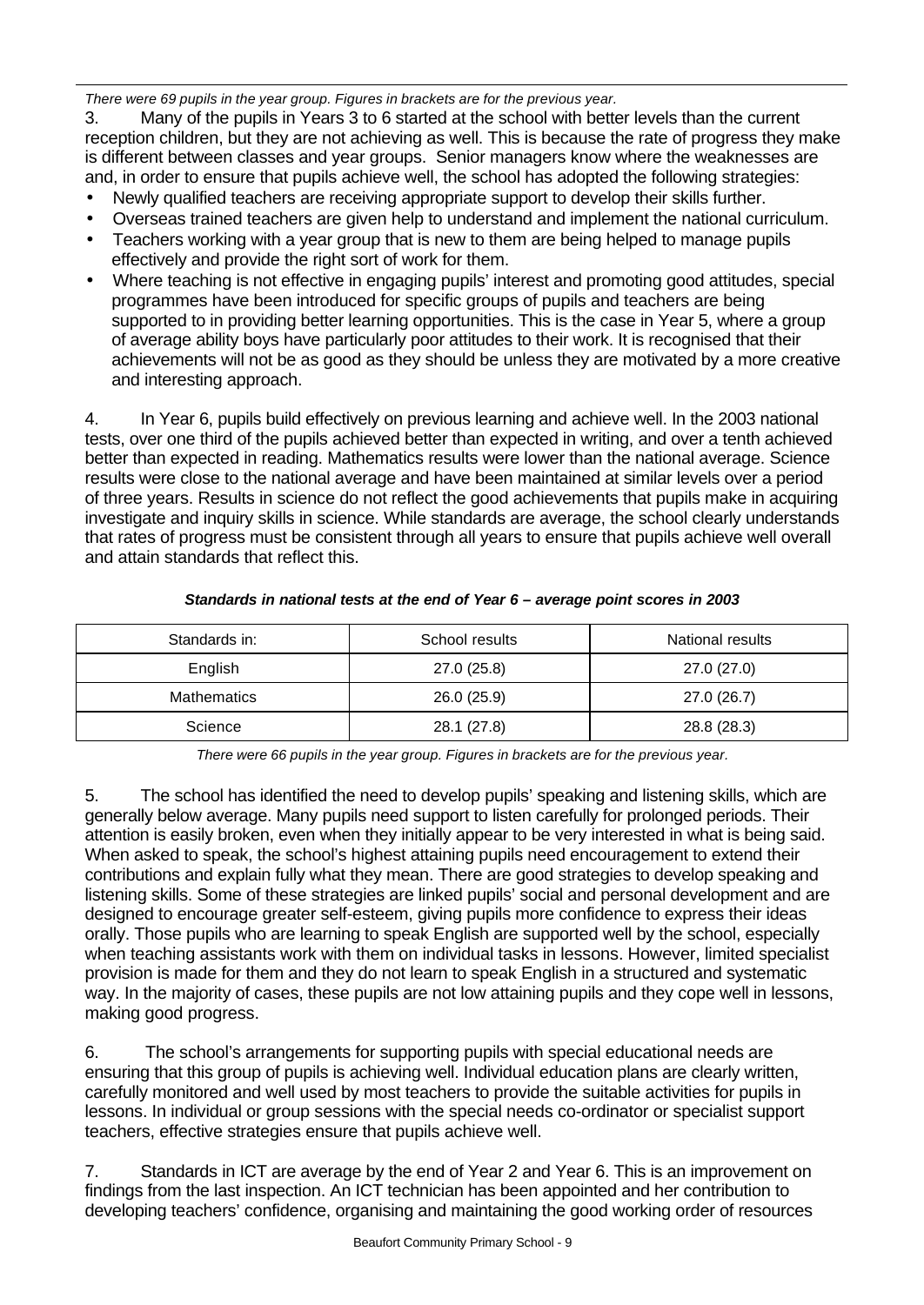*There were 69 pupils in the year group. Figures in brackets are for the previous year.*

3. Many of the pupils in Years 3 to 6 started at the school with better levels than the current reception children, but they are not achieving as well. This is because the rate of progress they make is different between classes and year groups. Senior managers know where the weaknesses are and, in order to ensure that pupils achieve well, the school has adopted the following strategies:

- Newly qualified teachers are receiving appropriate support to develop their skills further.
- Overseas trained teachers are given help to understand and implement the national curriculum.
- Teachers working with a year group that is new to them are being helped to manage pupils effectively and provide the right sort of work for them.
- Where teaching is not effective in engaging pupils' interest and promoting good attitudes, special programmes have been introduced for specific groups of pupils and teachers are being supported to in providing better learning opportunities. This is the case in Year 5, where a group of average ability boys have particularly poor attitudes to their work. It is recognised that their achievements will not be as good as they should be unless they are motivated by a more creative and interesting approach.

4. In Year 6, pupils build effectively on previous learning and achieve well. In the 2003 national tests, over one third of the pupils achieved better than expected in writing, and over a tenth achieved better than expected in reading. Mathematics results were lower than the national average. Science results were close to the national average and have been maintained at similar levels over a period of three years. Results in science do not reflect the good achievements that pupils make in acquiring investigate and inquiry skills in science. While standards are average, the school clearly understands that rates of progress must be consistent through all years to ensure that pupils achieve well overall and attain standards that reflect this.

***Standards in national tests at the end of Year 6 – average point scores in 2003***

| Standards in: | School results | National results |
|---|---|---|
| English | 27.0 (25.8) | 27.0 (27.0) |
| Mathematics | 26.0 (25.9) | 27.0 (26.7) |
| Science | 28.1 (27.8) | 28.8 (28.3) |

*There were 66 pupils in the year group. Figures in brackets are for the previous year.*

5. The school has identified the need to develop pupils' speaking and listening skills, which are generally below average. Many pupils need support to listen carefully for prolonged periods. Their attention is easily broken, even when they initially appear to be very interested in what is being said. When asked to speak, the school's highest attaining pupils need encouragement to extend their contributions and explain fully what they mean. There are good strategies to develop speaking and listening skills. Some of these strategies are linked pupils' social and personal development and are designed to encourage greater self-esteem, giving pupils more confidence to express their ideas orally. Those pupils who are learning to speak English are supported well by the school, especially when teaching assistants work with them on individual tasks in lessons. However, limited specialist provision is made for them and they do not learn to speak English in a structured and systematic way. In the majority of cases, these pupils are not low attaining pupils and they cope well in lessons, making good progress.

6. The school's arrangements for supporting pupils with special educational needs are ensuring that this group of pupils is achieving well. Individual education plans are clearly written, carefully monitored and well used by most teachers to provide the suitable activities for pupils in lessons. In individual or group sessions with the special needs co-ordinator or specialist support teachers, effective strategies ensure that pupils achieve well.

7. Standards in ICT are average by the end of Year 2 and Year 6. This is an improvement on findings from the last inspection. An ICT technician has been appointed and her contribution to developing teachers' confidence, organising and maintaining the good working order of resources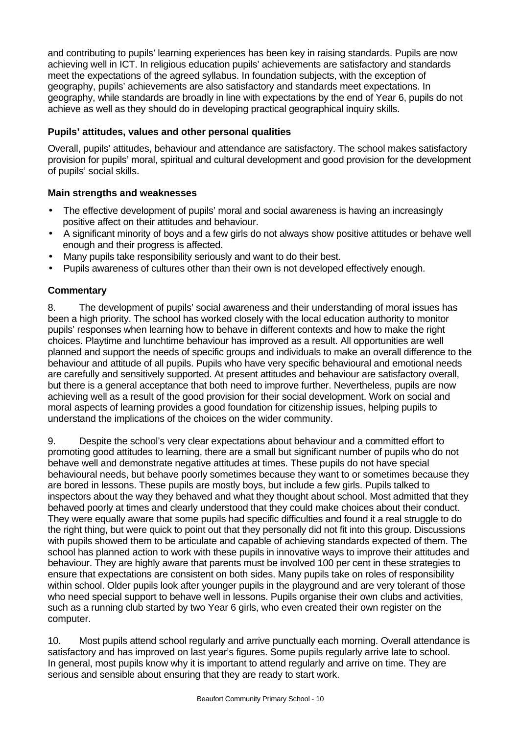and contributing to pupils' learning experiences has been key in raising standards. Pupils are now achieving well in ICT. In religious education pupils' achievements are satisfactory and standards meet the expectations of the agreed syllabus. In foundation subjects, with the exception of geography, pupils' achievements are also satisfactory and standards meet expectations. In geography, while standards are broadly in line with expectations by the end of Year 6, pupils do not achieve as well as they should do in developing practical geographical inquiry skills.

### Pupils' attitudes, values and other personal qualities

Overall, pupils' attitudes, behaviour and attendance are satisfactory. The school makes satisfactory provision for pupils' moral, spiritual and cultural development and good provision for the development of pupils' social skills.

### Main strengths and weaknesses

- The effective development of pupils' moral and social awareness is having an increasingly positive affect on their attitudes and behaviour.
- A significant minority of boys and a few girls do not always show positive attitudes or behave well enough and their progress is affected.
- Many pupils take responsibility seriously and want to do their best.
- Pupils awareness of cultures other than their own is not developed effectively enough.

### Commentary

8. The development of pupils' social awareness and their understanding of moral issues has been a high priority. The school has worked closely with the local education authority to monitor pupils' responses when learning how to behave in different contexts and how to make the right choices. Playtime and lunchtime behaviour has improved as a result. All opportunities are well planned and support the needs of specific groups and individuals to make an overall difference to the behaviour and attitude of all pupils. Pupils who have very specific behavioural and emotional needs are carefully and sensitively supported. At present attitudes and behaviour are satisfactory overall, but there is a general acceptance that both need to improve further. Nevertheless, pupils are now achieving well as a result of the good provision for their social development. Work on social and moral aspects of learning provides a good foundation for citizenship issues, helping pupils to understand the implications of the choices on the wider community.

9. Despite the school's very clear expectations about behaviour and a committed effort to promoting good attitudes to learning, there are a small but significant number of pupils who do not behave well and demonstrate negative attitudes at times. These pupils do not have special behavioural needs, but behave poorly sometimes because they want to or sometimes because they are bored in lessons. These pupils are mostly boys, but include a few girls. Pupils talked to inspectors about the way they behaved and what they thought about school. Most admitted that they behaved poorly at times and clearly understood that they could make choices about their conduct. They were equally aware that some pupils had specific difficulties and found it a real struggle to do the right thing, but were quick to point out that they personally did not fit into this group. Discussions with pupils showed them to be articulate and capable of achieving standards expected of them. The school has planned action to work with these pupils in innovative ways to improve their attitudes and behaviour. They are highly aware that parents must be involved 100 per cent in these strategies to ensure that expectations are consistent on both sides. Many pupils take on roles of responsibility within school. Older pupils look after younger pupils in the playground and are very tolerant of those who need special support to behave well in lessons. Pupils organise their own clubs and activities, such as a running club started by two Year 6 girls, who even created their own register on the computer.

10. Most pupils attend school regularly and arrive punctually each morning. Overall attendance is satisfactory and has improved on last year's figures. Some pupils regularly arrive late to school. In general, most pupils know why it is important to attend regularly and arrive on time. They are serious and sensible about ensuring that they are ready to start work.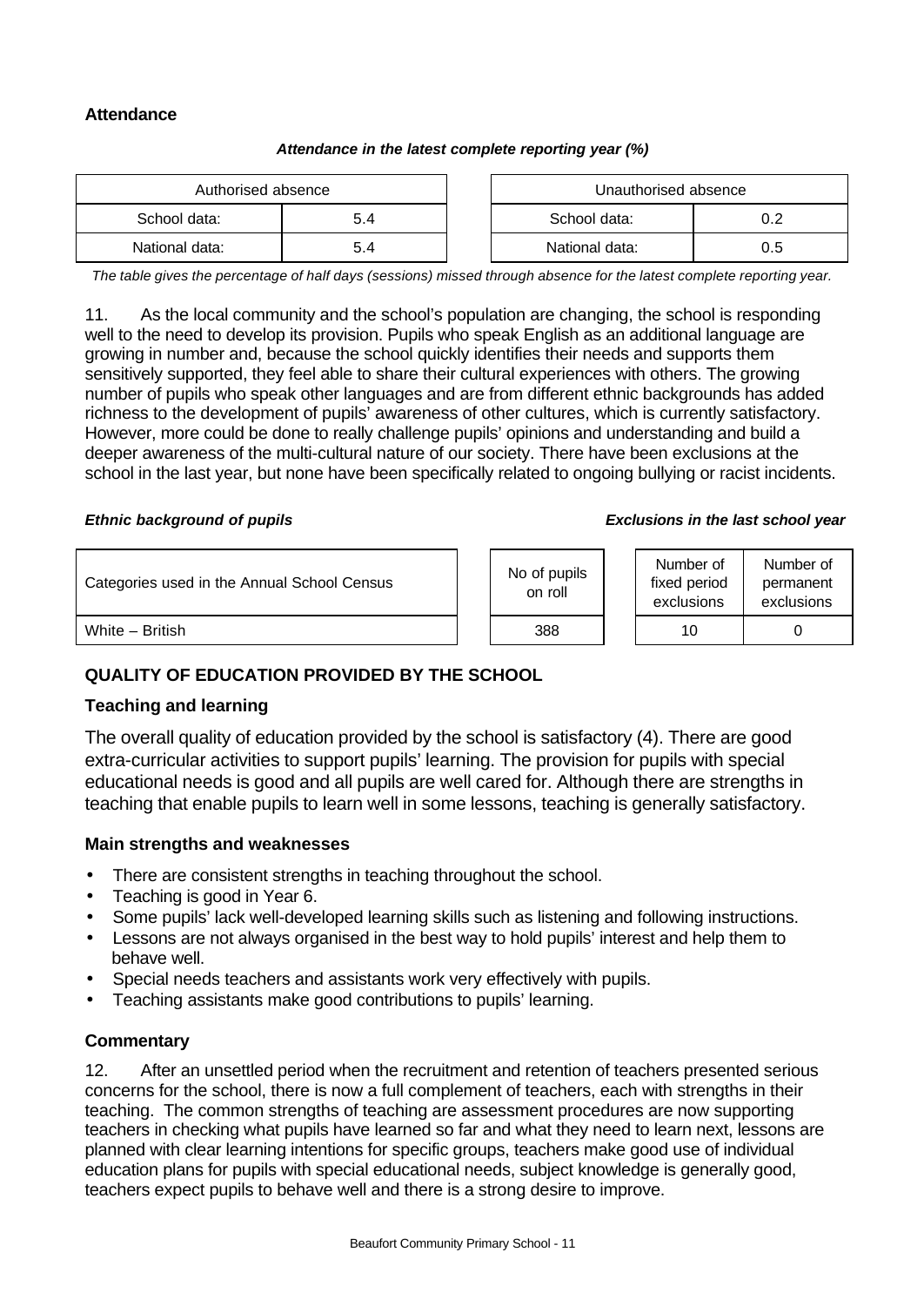### Attendance

***Attendance in the latest complete reporting year (%)***

| Authorised absence | |
|---|---|
| School data: | 5.4 |
| National data: | 5.4 |

| Unauthorised absence | |
|---|---|
| School data: | 0.2 |
| National data: | 0.5 |

*The table gives the percentage of half days (sessions) missed through absence for the latest complete reporting year.*

11. As the local community and the school's population are changing, the school is responding well to the need to develop its provision. Pupils who speak English as an additional language are growing in number and, because the school quickly identifies their needs and supports them sensitively supported, they feel able to share their cultural experiences with others. The growing number of pupils who speak other languages and are from different ethnic backgrounds has added richness to the development of pupils' awareness of other cultures, which is currently satisfactory. However, more could be done to really challenge pupils' opinions and understanding and build a deeper awareness of the multi-cultural nature of our society. There have been exclusions at the school in the last year, but none have been specifically related to ongoing bullying or racist incidents.

***Ethnic background of pupils*** / ***Exclusions in the last school year***

| Categories used in the Annual School Census | No of pupils on roll | Number of fixed period exclusions | Number of permanent exclusions |
|---|---|---|---|
| White – British | 388 | 10 | 0 |

### QUALITY OF EDUCATION PROVIDED BY THE SCHOOL

#### Teaching and learning

The overall quality of education provided by the school is satisfactory (4). There are good extra-curricular activities to support pupils' learning. The provision for pupils with special educational needs is good and all pupils are well cared for. Although there are strengths in teaching that enable pupils to learn well in some lessons, teaching is generally satisfactory.

#### Main strengths and weaknesses

- There are consistent strengths in teaching throughout the school.
- Teaching is good in Year 6.
- Some pupils' lack well-developed learning skills such as listening and following instructions.
- Lessons are not always organised in the best way to hold pupils' interest and help them to behave well.
- Special needs teachers and assistants work very effectively with pupils.
- Teaching assistants make good contributions to pupils' learning.

#### Commentary

12. After an unsettled period when the recruitment and retention of teachers presented serious concerns for the school, there is now a full complement of teachers, each with strengths in their teaching. The common strengths of teaching are assessment procedures are now supporting teachers in checking what pupils have learned so far and what they need to learn next, lessons are planned with clear learning intentions for specific groups, teachers make good use of individual education plans for pupils with special educational needs, subject knowledge is generally good, teachers expect pupils to behave well and there is a strong desire to improve.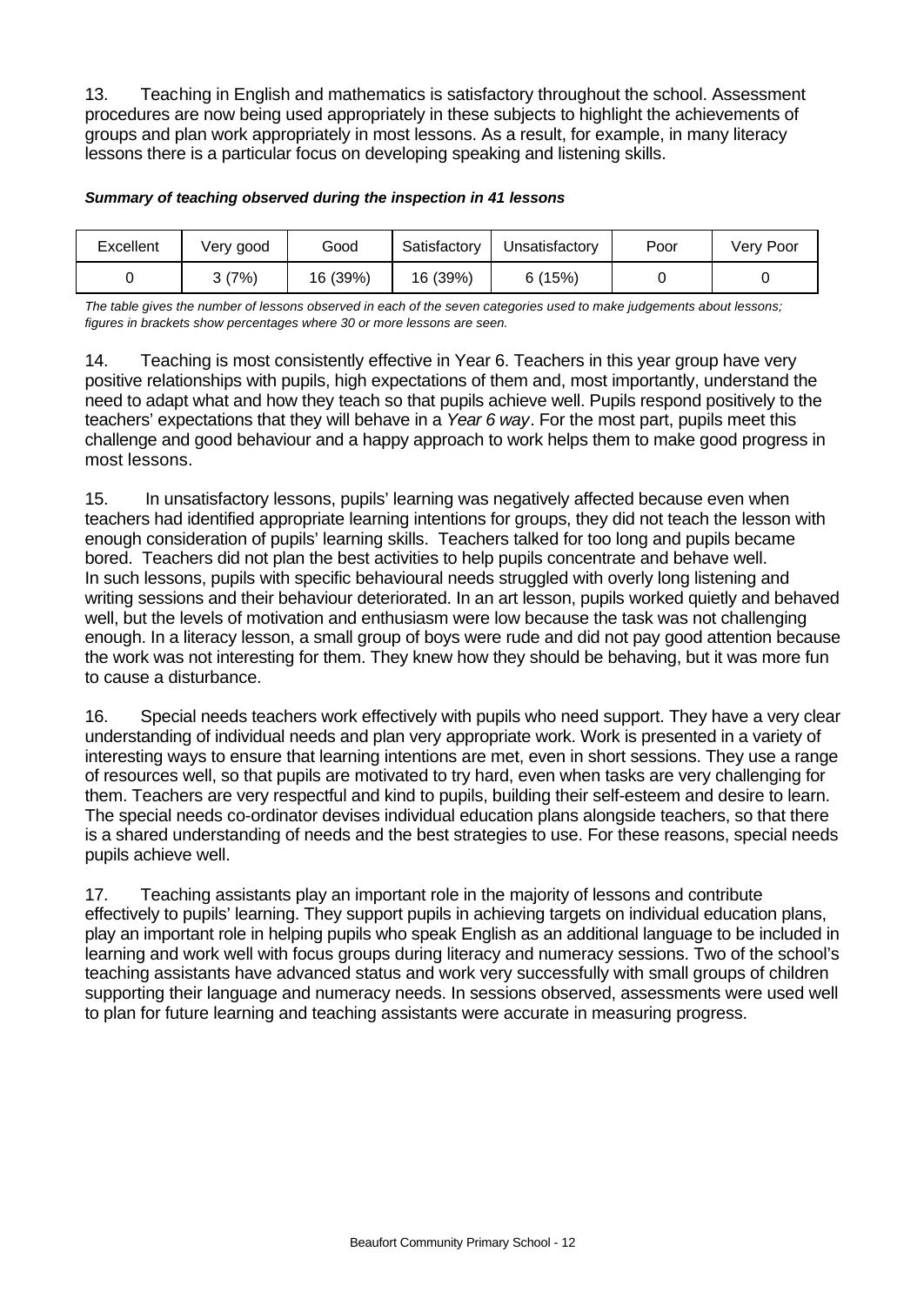13. Teaching in English and mathematics is satisfactory throughout the school. Assessment procedures are now being used appropriately in these subjects to highlight the achievements of groups and plan work appropriately in most lessons. As a result, for example, in many literacy lessons there is a particular focus on developing speaking and listening skills.

***Summary of teaching observed during the inspection in 41 lessons***

| Excellent | Very good | Good | Satisfactory | Unsatisfactory | Poor | Very Poor |
|---|---|---|---|---|---|---|
| 0 | 3 (7%) | 16 (39%) | 16 (39%) | 6 (15%) | 0 | 0 |

*The table gives the number of lessons observed in each of the seven categories used to make judgements about lessons; figures in brackets show percentages where 30 or more lessons are seen.*

14. Teaching is most consistently effective in Year 6. Teachers in this year group have very positive relationships with pupils, high expectations of them and, most importantly, understand the need to adapt what and how they teach so that pupils achieve well. Pupils respond positively to the teachers' expectations that they will behave in a *Year 6 way*. For the most part, pupils meet this challenge and good behaviour and a happy approach to work helps them to make good progress in most lessons.

15. In unsatisfactory lessons, pupils' learning was negatively affected because even when teachers had identified appropriate learning intentions for groups, they did not teach the lesson with enough consideration of pupils' learning skills. Teachers talked for too long and pupils became bored. Teachers did not plan the best activities to help pupils concentrate and behave well. In such lessons, pupils with specific behavioural needs struggled with overly long listening and writing sessions and their behaviour deteriorated. In an art lesson, pupils worked quietly and behaved well, but the levels of motivation and enthusiasm were low because the task was not challenging enough. In a literacy lesson, a small group of boys were rude and did not pay good attention because the work was not interesting for them. They knew how they should be behaving, but it was more fun to cause a disturbance.

16. Special needs teachers work effectively with pupils who need support. They have a very clear understanding of individual needs and plan very appropriate work. Work is presented in a variety of interesting ways to ensure that learning intentions are met, even in short sessions. They use a range of resources well, so that pupils are motivated to try hard, even when tasks are very challenging for them. Teachers are very respectful and kind to pupils, building their self-esteem and desire to learn. The special needs co-ordinator devises individual education plans alongside teachers, so that there is a shared understanding of needs and the best strategies to use. For these reasons, special needs pupils achieve well.

17. Teaching assistants play an important role in the majority of lessons and contribute effectively to pupils' learning. They support pupils in achieving targets on individual education plans, play an important role in helping pupils who speak English as an additional language to be included in learning and work well with focus groups during literacy and numeracy sessions. Two of the school's teaching assistants have advanced status and work very successfully with small groups of children supporting their language and numeracy needs. In sessions observed, assessments were used well to plan for future learning and teaching assistants were accurate in measuring progress.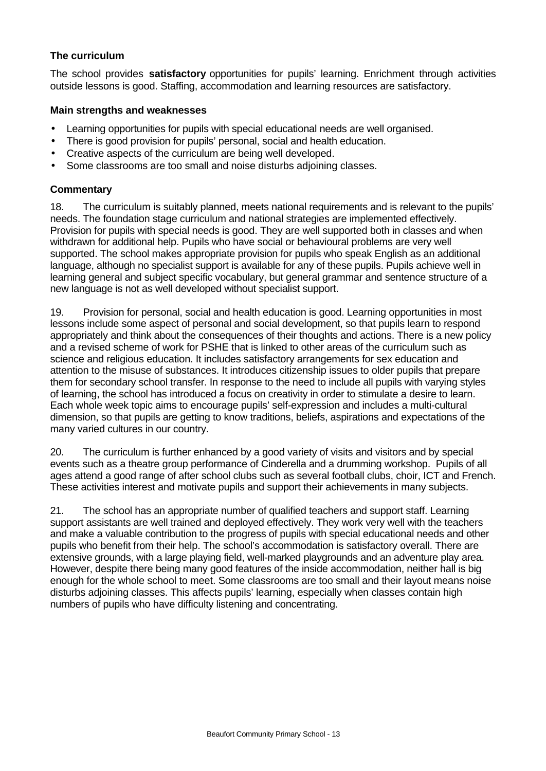### The curriculum

The school provides **satisfactory** opportunities for pupils' learning. Enrichment through activities outside lessons is good. Staffing, accommodation and learning resources are satisfactory.

#### Main strengths and weaknesses

- Learning opportunities for pupils with special educational needs are well organised.
- There is good provision for pupils' personal, social and health education.
- Creative aspects of the curriculum are being well developed.
- Some classrooms are too small and noise disturbs adjoining classes.

#### Commentary

18. The curriculum is suitably planned, meets national requirements and is relevant to the pupils' needs. The foundation stage curriculum and national strategies are implemented effectively. Provision for pupils with special needs is good. They are well supported both in classes and when withdrawn for additional help. Pupils who have social or behavioural problems are very well supported. The school makes appropriate provision for pupils who speak English as an additional language, although no specialist support is available for any of these pupils. Pupils achieve well in learning general and subject specific vocabulary, but general grammar and sentence structure of a new language is not as well developed without specialist support.

19. Provision for personal, social and health education is good. Learning opportunities in most lessons include some aspect of personal and social development, so that pupils learn to respond appropriately and think about the consequences of their thoughts and actions. There is a new policy and a revised scheme of work for PSHE that is linked to other areas of the curriculum such as science and religious education. It includes satisfactory arrangements for sex education and attention to the misuse of substances. It introduces citizenship issues to older pupils that prepare them for secondary school transfer. In response to the need to include all pupils with varying styles of learning, the school has introduced a focus on creativity in order to stimulate a desire to learn. Each whole week topic aims to encourage pupils' self-expression and includes a multi-cultural dimension, so that pupils are getting to know traditions, beliefs, aspirations and expectations of the many varied cultures in our country.

20. The curriculum is further enhanced by a good variety of visits and visitors and by special events such as a theatre group performance of Cinderella and a drumming workshop. Pupils of all ages attend a good range of after school clubs such as several football clubs, choir, ICT and French. These activities interest and motivate pupils and support their achievements in many subjects.

21. The school has an appropriate number of qualified teachers and support staff. Learning support assistants are well trained and deployed effectively. They work very well with the teachers and make a valuable contribution to the progress of pupils with special educational needs and other pupils who benefit from their help. The school's accommodation is satisfactory overall. There are extensive grounds, with a large playing field, well-marked playgrounds and an adventure play area. However, despite there being many good features of the inside accommodation, neither hall is big enough for the whole school to meet. Some classrooms are too small and their layout means noise disturbs adjoining classes. This affects pupils' learning, especially when classes contain high numbers of pupils who have difficulty listening and concentrating.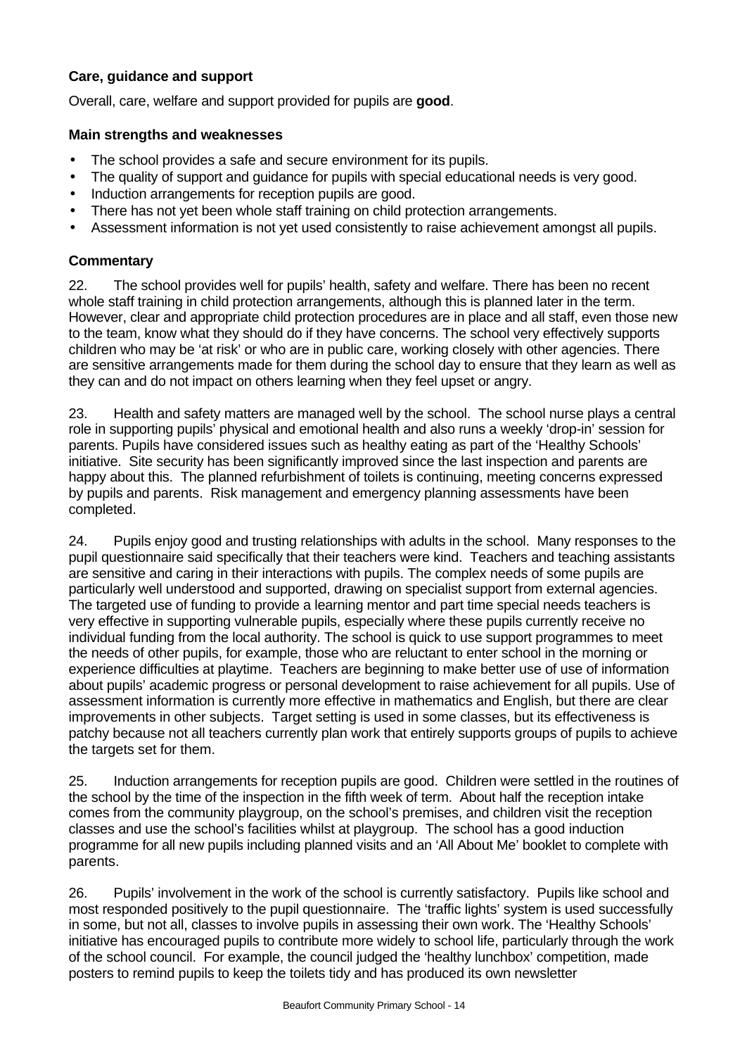### Care, guidance and support

Overall, care, welfare and support provided for pupils are **good**.

#### Main strengths and weaknesses

- The school provides a safe and secure environment for its pupils.
- The quality of support and guidance for pupils with special educational needs is very good.
- Induction arrangements for reception pupils are good.
- There has not yet been whole staff training on child protection arrangements.
- Assessment information is not yet used consistently to raise achievement amongst all pupils.

#### Commentary

22. The school provides well for pupils' health, safety and welfare. There has been no recent whole staff training in child protection arrangements, although this is planned later in the term. However, clear and appropriate child protection procedures are in place and all staff, even those new to the team, know what they should do if they have concerns. The school very effectively supports children who may be 'at risk' or who are in public care, working closely with other agencies. There are sensitive arrangements made for them during the school day to ensure that they learn as well as they can and do not impact on others learning when they feel upset or angry.

23. Health and safety matters are managed well by the school. The school nurse plays a central role in supporting pupils' physical and emotional health and also runs a weekly 'drop-in' session for parents. Pupils have considered issues such as healthy eating as part of the 'Healthy Schools' initiative. Site security has been significantly improved since the last inspection and parents are happy about this. The planned refurbishment of toilets is continuing, meeting concerns expressed by pupils and parents. Risk management and emergency planning assessments have been completed.

24. Pupils enjoy good and trusting relationships with adults in the school. Many responses to the pupil questionnaire said specifically that their teachers were kind. Teachers and teaching assistants are sensitive and caring in their interactions with pupils. The complex needs of some pupils are particularly well understood and supported, drawing on specialist support from external agencies. The targeted use of funding to provide a learning mentor and part time special needs teachers is very effective in supporting vulnerable pupils, especially where these pupils currently receive no individual funding from the local authority. The school is quick to use support programmes to meet the needs of other pupils, for example, those who are reluctant to enter school in the morning or experience difficulties at playtime. Teachers are beginning to make better use of use of information about pupils' academic progress or personal development to raise achievement for all pupils. Use of assessment information is currently more effective in mathematics and English, but there are clear improvements in other subjects. Target setting is used in some classes, but its effectiveness is patchy because not all teachers currently plan work that entirely supports groups of pupils to achieve the targets set for them.

25. Induction arrangements for reception pupils are good. Children were settled in the routines of the school by the time of the inspection in the fifth week of term. About half the reception intake comes from the community playgroup, on the school's premises, and children visit the reception classes and use the school's facilities whilst at playgroup. The school has a good induction programme for all new pupils including planned visits and an 'All About Me' booklet to complete with parents.

26. Pupils' involvement in the work of the school is currently satisfactory. Pupils like school and most responded positively to the pupil questionnaire. The 'traffic lights' system is used successfully in some, but not all, classes to involve pupils in assessing their own work. The 'Healthy Schools' initiative has encouraged pupils to contribute more widely to school life, particularly through the work of the school council. For example, the council judged the 'healthy lunchbox' competition, made posters to remind pupils to keep the toilets tidy and has produced its own newsletter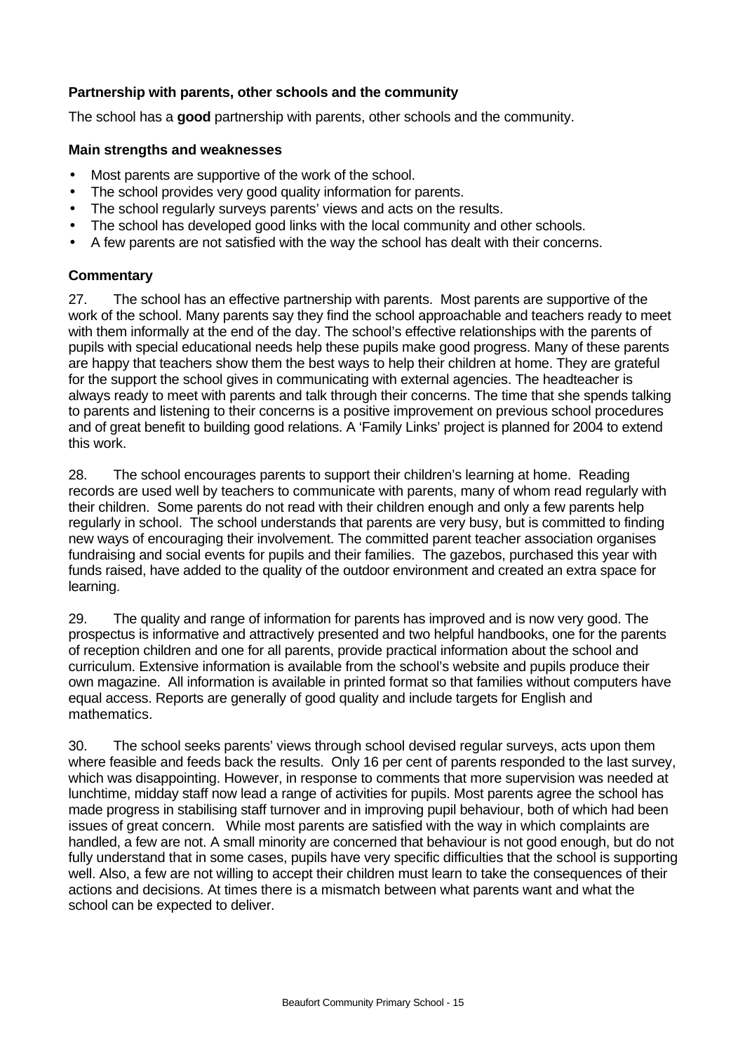### Partnership with parents, other schools and the community

The school has a **good** partnership with parents, other schools and the community.

#### Main strengths and weaknesses

- Most parents are supportive of the work of the school.
- The school provides very good quality information for parents.
- The school regularly surveys parents' views and acts on the results.
- The school has developed good links with the local community and other schools.
- A few parents are not satisfied with the way the school has dealt with their concerns.

#### Commentary

27. The school has an effective partnership with parents. Most parents are supportive of the work of the school. Many parents say they find the school approachable and teachers ready to meet with them informally at the end of the day. The school's effective relationships with the parents of pupils with special educational needs help these pupils make good progress. Many of these parents are happy that teachers show them the best ways to help their children at home. They are grateful for the support the school gives in communicating with external agencies. The headteacher is always ready to meet with parents and talk through their concerns. The time that she spends talking to parents and listening to their concerns is a positive improvement on previous school procedures and of great benefit to building good relations. A 'Family Links' project is planned for 2004 to extend this work.

28. The school encourages parents to support their children's learning at home. Reading records are used well by teachers to communicate with parents, many of whom read regularly with their children. Some parents do not read with their children enough and only a few parents help regularly in school. The school understands that parents are very busy, but is committed to finding new ways of encouraging their involvement. The committed parent teacher association organises fundraising and social events for pupils and their families. The gazebos, purchased this year with funds raised, have added to the quality of the outdoor environment and created an extra space for learning.

29. The quality and range of information for parents has improved and is now very good. The prospectus is informative and attractively presented and two helpful handbooks, one for the parents of reception children and one for all parents, provide practical information about the school and curriculum. Extensive information is available from the school's website and pupils produce their own magazine. All information is available in printed format so that families without computers have equal access. Reports are generally of good quality and include targets for English and mathematics.

30. The school seeks parents' views through school devised regular surveys, acts upon them where feasible and feeds back the results. Only 16 per cent of parents responded to the last survey, which was disappointing. However, in response to comments that more supervision was needed at lunchtime, midday staff now lead a range of activities for pupils. Most parents agree the school has made progress in stabilising staff turnover and in improving pupil behaviour, both of which had been issues of great concern. While most parents are satisfied with the way in which complaints are handled, a few are not. A small minority are concerned that behaviour is not good enough, but do not fully understand that in some cases, pupils have very specific difficulties that the school is supporting well. Also, a few are not willing to accept their children must learn to take the consequences of their actions and decisions. At times there is a mismatch between what parents want and what the school can be expected to deliver.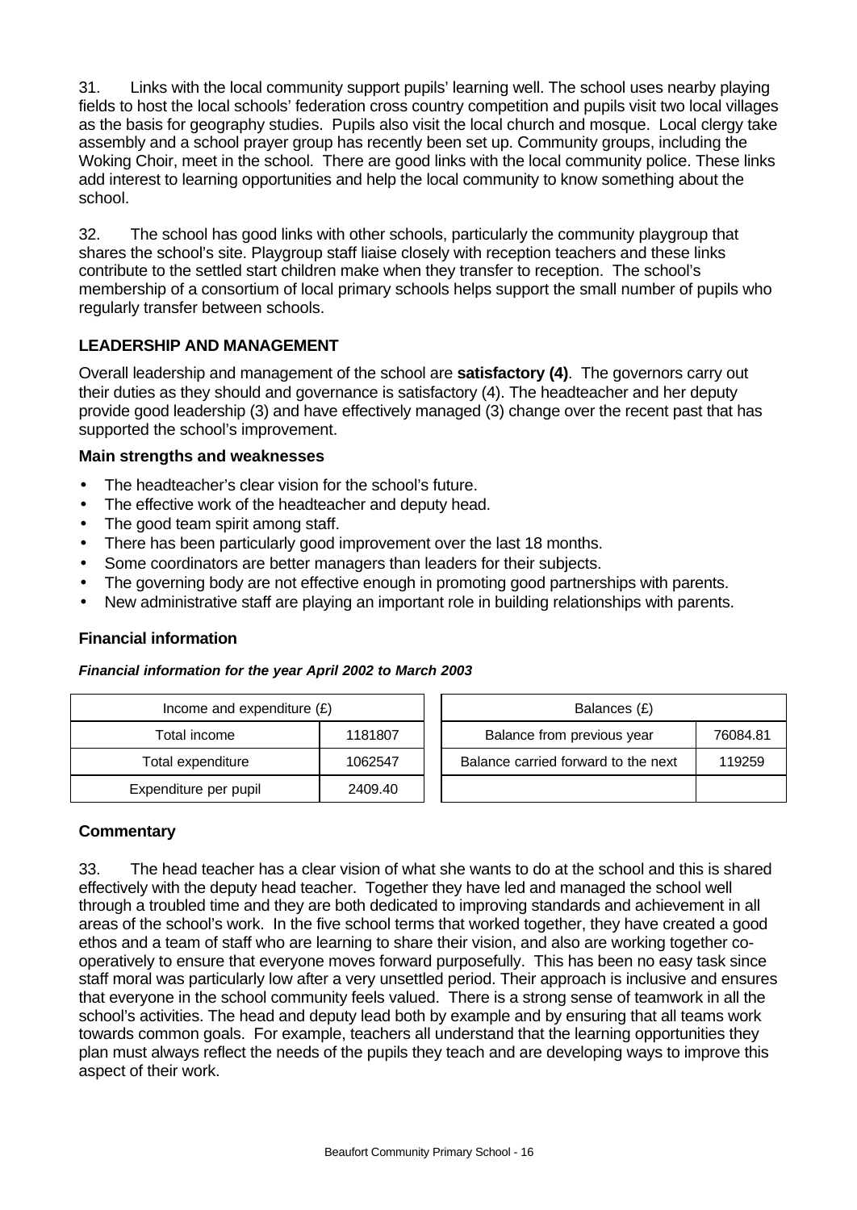31. Links with the local community support pupils' learning well. The school uses nearby playing fields to host the local schools' federation cross country competition and pupils visit two local villages as the basis for geography studies. Pupils also visit the local church and mosque. Local clergy take assembly and a school prayer group has recently been set up. Community groups, including the Woking Choir, meet in the school. There are good links with the local community police. These links add interest to learning opportunities and help the local community to know something about the school.

32. The school has good links with other schools, particularly the community playgroup that shares the school's site. Playgroup staff liaise closely with reception teachers and these links contribute to the settled start children make when they transfer to reception. The school's membership of a consortium of local primary schools helps support the small number of pupils who regularly transfer between schools.

## LEADERSHIP AND MANAGEMENT

Overall leadership and management of the school are **satisfactory (4)**. The governors carry out their duties as they should and governance is satisfactory (4). The headteacher and her deputy provide good leadership (3) and have effectively managed (3) change over the recent past that has supported the school's improvement.

### Main strengths and weaknesses

- The headteacher's clear vision for the school's future.
- The effective work of the headteacher and deputy head.
- The good team spirit among staff.
- There has been particularly good improvement over the last 18 months.
- Some coordinators are better managers than leaders for their subjects.
- The governing body are not effective enough in promoting good partnerships with parents.
- New administrative staff are playing an important role in building relationships with parents.

### Financial information

***Financial information for the year April 2002 to March 2003***

| Income and expenditure (£) | |
|---|---|
| Total income | 1181807 |
| Total expenditure | 1062547 |
| Expenditure per pupil | 2409.40 |

| Balances (£) | |
|---|---|
| Balance from previous year | 76084.81 |
| Balance carried forward to the next | 119259 |

### Commentary

33. The head teacher has a clear vision of what she wants to do at the school and this is shared effectively with the deputy head teacher. Together they have led and managed the school well through a troubled time and they are both dedicated to improving standards and achievement in all areas of the school's work. In the five school terms that worked together, they have created a good ethos and a team of staff who are learning to share their vision, and also are working together co-operatively to ensure that everyone moves forward purposefully. This has been no easy task since staff moral was particularly low after a very unsettled period. Their approach is inclusive and ensures that everyone in the school community feels valued. There is a strong sense of teamwork in all the school's activities. The head and deputy lead both by example and by ensuring that all teams work towards common goals. For example, teachers all understand that the learning opportunities they plan must always reflect the needs of the pupils they teach and are developing ways to improve this aspect of their work.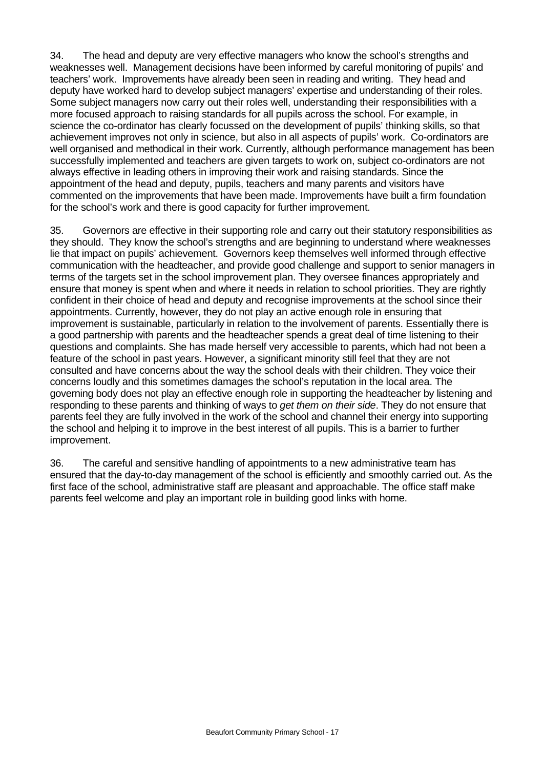34. The head and deputy are very effective managers who know the school's strengths and weaknesses well. Management decisions have been informed by careful monitoring of pupils' and teachers' work. Improvements have already been seen in reading and writing. They head and deputy have worked hard to develop subject managers' expertise and understanding of their roles. Some subject managers now carry out their roles well, understanding their responsibilities with a more focused approach to raising standards for all pupils across the school. For example, in science the co-ordinator has clearly focussed on the development of pupils' thinking skills, so that achievement improves not only in science, but also in all aspects of pupils' work. Co-ordinators are well organised and methodical in their work. Currently, although performance management has been successfully implemented and teachers are given targets to work on, subject co-ordinators are not always effective in leading others in improving their work and raising standards. Since the appointment of the head and deputy, pupils, teachers and many parents and visitors have commented on the improvements that have been made. Improvements have built a firm foundation for the school's work and there is good capacity for further improvement.

35. Governors are effective in their supporting role and carry out their statutory responsibilities as they should. They know the school's strengths and are beginning to understand where weaknesses lie that impact on pupils' achievement. Governors keep themselves well informed through effective communication with the headteacher, and provide good challenge and support to senior managers in terms of the targets set in the school improvement plan. They oversee finances appropriately and ensure that money is spent when and where it needs in relation to school priorities. They are rightly confident in their choice of head and deputy and recognise improvements at the school since their appointments. Currently, however, they do not play an active enough role in ensuring that improvement is sustainable, particularly in relation to the involvement of parents. Essentially there is a good partnership with parents and the headteacher spends a great deal of time listening to their questions and complaints. She has made herself very accessible to parents, which had not been a feature of the school in past years. However, a significant minority still feel that they are not consulted and have concerns about the way the school deals with their children. They voice their concerns loudly and this sometimes damages the school's reputation in the local area. The governing body does not play an effective enough role in supporting the headteacher by listening and responding to these parents and thinking of ways to *get them on their side*. They do not ensure that parents feel they are fully involved in the work of the school and channel their energy into supporting the school and helping it to improve in the best interest of all pupils. This is a barrier to further improvement.

36. The careful and sensitive handling of appointments to a new administrative team has ensured that the day-to-day management of the school is efficiently and smoothly carried out. As the first face of the school, administrative staff are pleasant and approachable. The office staff make parents feel welcome and play an important role in building good links with home.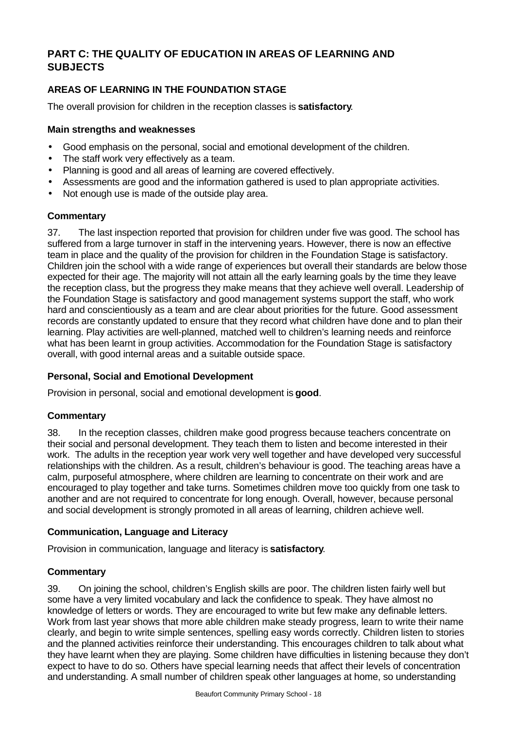## PART C: THE QUALITY OF EDUCATION IN AREAS OF LEARNING AND SUBJECTS

### AREAS OF LEARNING IN THE FOUNDATION STAGE

The overall provision for children in the reception classes is **satisfactory**.

#### Main strengths and weaknesses

- Good emphasis on the personal, social and emotional development of the children.
- The staff work very effectively as a team.
- Planning is good and all areas of learning are covered effectively.
- Assessments are good and the information gathered is used to plan appropriate activities.
- Not enough use is made of the outside play area.

#### Commentary

37. The last inspection reported that provision for children under five was good. The school has suffered from a large turnover in staff in the intervening years. However, there is now an effective team in place and the quality of the provision for children in the Foundation Stage is satisfactory. Children join the school with a wide range of experiences but overall their standards are below those expected for their age. The majority will not attain all the early learning goals by the time they leave the reception class, but the progress they make means that they achieve well overall. Leadership of the Foundation Stage is satisfactory and good management systems support the staff, who work hard and conscientiously as a team and are clear about priorities for the future. Good assessment records are constantly updated to ensure that they record what children have done and to plan their learning. Play activities are well-planned, matched well to children's learning needs and reinforce what has been learnt in group activities. Accommodation for the Foundation Stage is satisfactory overall, with good internal areas and a suitable outside space.

#### Personal, Social and Emotional Development

Provision in personal, social and emotional development is **good**.

#### Commentary

38. In the reception classes, children make good progress because teachers concentrate on their social and personal development. They teach them to listen and become interested in their work. The adults in the reception year work very well together and have developed very successful relationships with the children. As a result, children's behaviour is good. The teaching areas have a calm, purposeful atmosphere, where children are learning to concentrate on their work and are encouraged to play together and take turns. Sometimes children move too quickly from one task to another and are not required to concentrate for long enough. Overall, however, because personal and social development is strongly promoted in all areas of learning, children achieve well.

#### Communication, Language and Literacy

Provision in communication, language and literacy is **satisfactory**.

#### Commentary

39. On joining the school, children's English skills are poor. The children listen fairly well but some have a very limited vocabulary and lack the confidence to speak. They have almost no knowledge of letters or words. They are encouraged to write but few make any definable letters. Work from last year shows that more able children make steady progress, learn to write their name clearly, and begin to write simple sentences, spelling easy words correctly. Children listen to stories and the planned activities reinforce their understanding. This encourages children to talk about what they have learnt when they are playing. Some children have difficulties in listening because they don't expect to have to do so. Others have special learning needs that affect their levels of concentration and understanding. A small number of children speak other languages at home, so understanding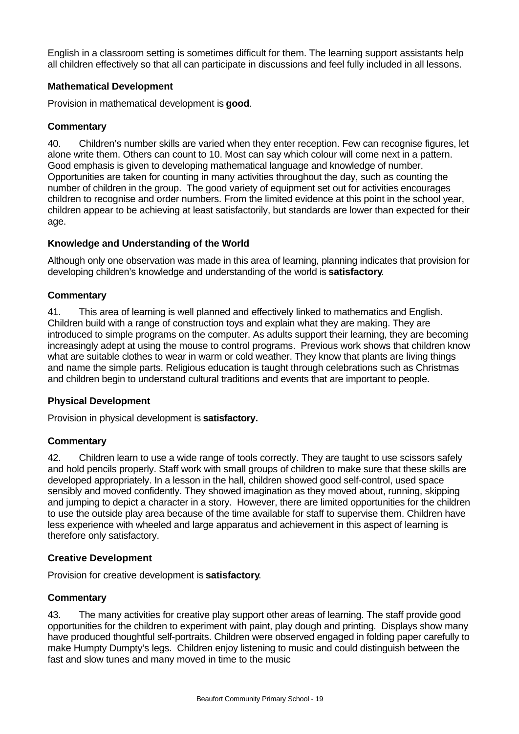English in a classroom setting is sometimes difficult for them. The learning support assistants help all children effectively so that all can participate in discussions and feel fully included in all lessons.

### Mathematical Development

Provision in mathematical development is **good**.

### Commentary

40. Children's number skills are varied when they enter reception. Few can recognise figures, let alone write them. Others can count to 10. Most can say which colour will come next in a pattern. Good emphasis is given to developing mathematical language and knowledge of number. Opportunities are taken for counting in many activities throughout the day, such as counting the number of children in the group. The good variety of equipment set out for activities encourages children to recognise and order numbers. From the limited evidence at this point in the school year, children appear to be achieving at least satisfactorily, but standards are lower than expected for their age.

### Knowledge and Understanding of the World

Although only one observation was made in this area of learning, planning indicates that provision for developing children's knowledge and understanding of the world is **satisfactory**.

### Commentary

41. This area of learning is well planned and effectively linked to mathematics and English. Children build with a range of construction toys and explain what they are making. They are introduced to simple programs on the computer. As adults support their learning, they are becoming increasingly adept at using the mouse to control programs. Previous work shows that children know what are suitable clothes to wear in warm or cold weather. They know that plants are living things and name the simple parts. Religious education is taught through celebrations such as Christmas and children begin to understand cultural traditions and events that are important to people.

### Physical Development

Provision in physical development is **satisfactory.**

### Commentary

42. Children learn to use a wide range of tools correctly. They are taught to use scissors safely and hold pencils properly. Staff work with small groups of children to make sure that these skills are developed appropriately. In a lesson in the hall, children showed good self-control, used space sensibly and moved confidently. They showed imagination as they moved about, running, skipping and jumping to depict a character in a story. However, there are limited opportunities for the children to use the outside play area because of the time available for staff to supervise them. Children have less experience with wheeled and large apparatus and achievement in this aspect of learning is therefore only satisfactory.

### Creative Development

Provision for creative development is **satisfactory**.

### Commentary

43. The many activities for creative play support other areas of learning. The staff provide good opportunities for the children to experiment with paint, play dough and printing. Displays show many have produced thoughtful self-portraits. Children were observed engaged in folding paper carefully to make Humpty Dumpty's legs. Children enjoy listening to music and could distinguish between the fast and slow tunes and many moved in time to the music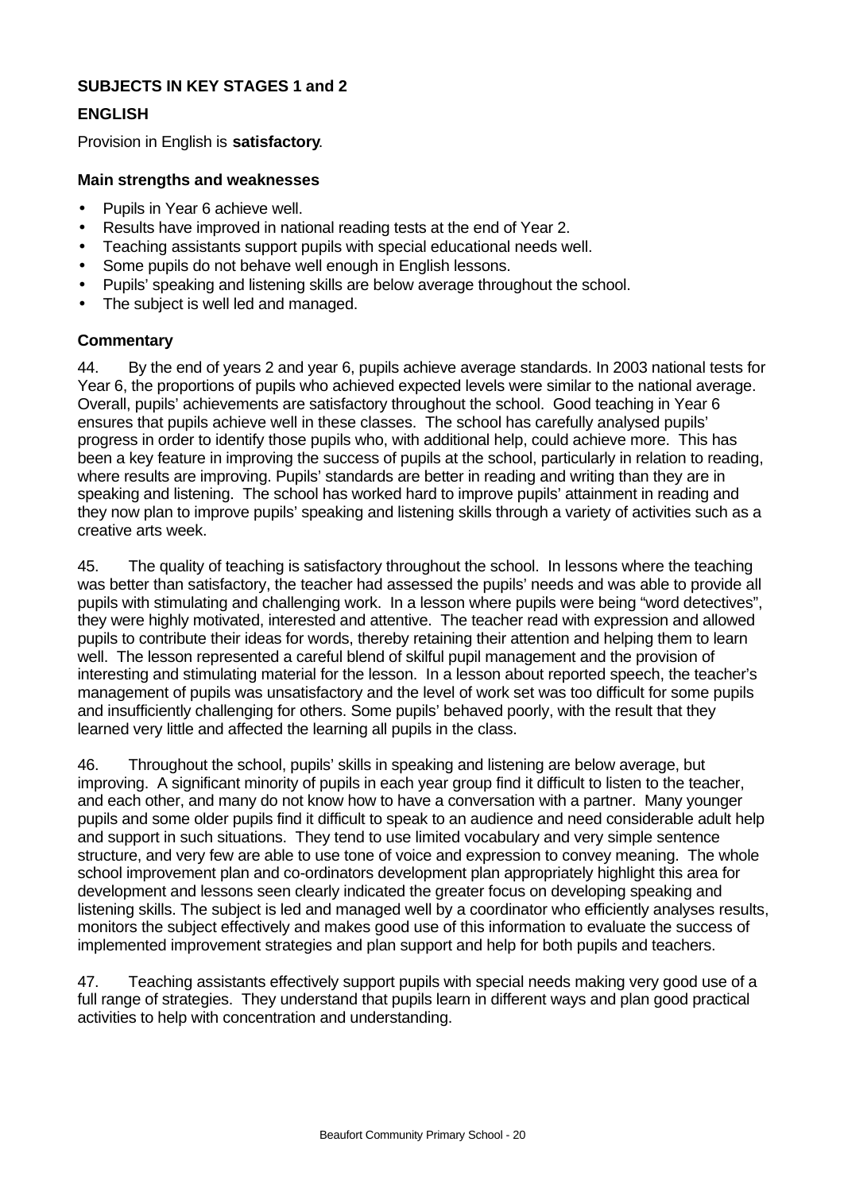## SUBJECTS IN KEY STAGES 1 and 2

### ENGLISH

Provision in English is **satisfactory**.

#### Main strengths and weaknesses

- Pupils in Year 6 achieve well.
- Results have improved in national reading tests at the end of Year 2.
- Teaching assistants support pupils with special educational needs well.
- Some pupils do not behave well enough in English lessons.
- Pupils' speaking and listening skills are below average throughout the school.
- The subject is well led and managed.

#### Commentary

44. By the end of years 2 and year 6, pupils achieve average standards. In 2003 national tests for Year 6, the proportions of pupils who achieved expected levels were similar to the national average. Overall, pupils' achievements are satisfactory throughout the school. Good teaching in Year 6 ensures that pupils achieve well in these classes. The school has carefully analysed pupils' progress in order to identify those pupils who, with additional help, could achieve more. This has been a key feature in improving the success of pupils at the school, particularly in relation to reading, where results are improving. Pupils' standards are better in reading and writing than they are in speaking and listening. The school has worked hard to improve pupils' attainment in reading and they now plan to improve pupils' speaking and listening skills through a variety of activities such as a creative arts week.

45. The quality of teaching is satisfactory throughout the school. In lessons where the teaching was better than satisfactory, the teacher had assessed the pupils' needs and was able to provide all pupils with stimulating and challenging work. In a lesson where pupils were being "word detectives", they were highly motivated, interested and attentive. The teacher read with expression and allowed pupils to contribute their ideas for words, thereby retaining their attention and helping them to learn well. The lesson represented a careful blend of skilful pupil management and the provision of interesting and stimulating material for the lesson. In a lesson about reported speech, the teacher's management of pupils was unsatisfactory and the level of work set was too difficult for some pupils and insufficiently challenging for others. Some pupils' behaved poorly, with the result that they learned very little and affected the learning all pupils in the class.

46. Throughout the school, pupils' skills in speaking and listening are below average, but improving. A significant minority of pupils in each year group find it difficult to listen to the teacher, and each other, and many do not know how to have a conversation with a partner. Many younger pupils and some older pupils find it difficult to speak to an audience and need considerable adult help and support in such situations. They tend to use limited vocabulary and very simple sentence structure, and very few are able to use tone of voice and expression to convey meaning. The whole school improvement plan and co-ordinators development plan appropriately highlight this area for development and lessons seen clearly indicated the greater focus on developing speaking and listening skills. The subject is led and managed well by a coordinator who efficiently analyses results, monitors the subject effectively and makes good use of this information to evaluate the success of implemented improvement strategies and plan support and help for both pupils and teachers.

47. Teaching assistants effectively support pupils with special needs making very good use of a full range of strategies. They understand that pupils learn in different ways and plan good practical activities to help with concentration and understanding.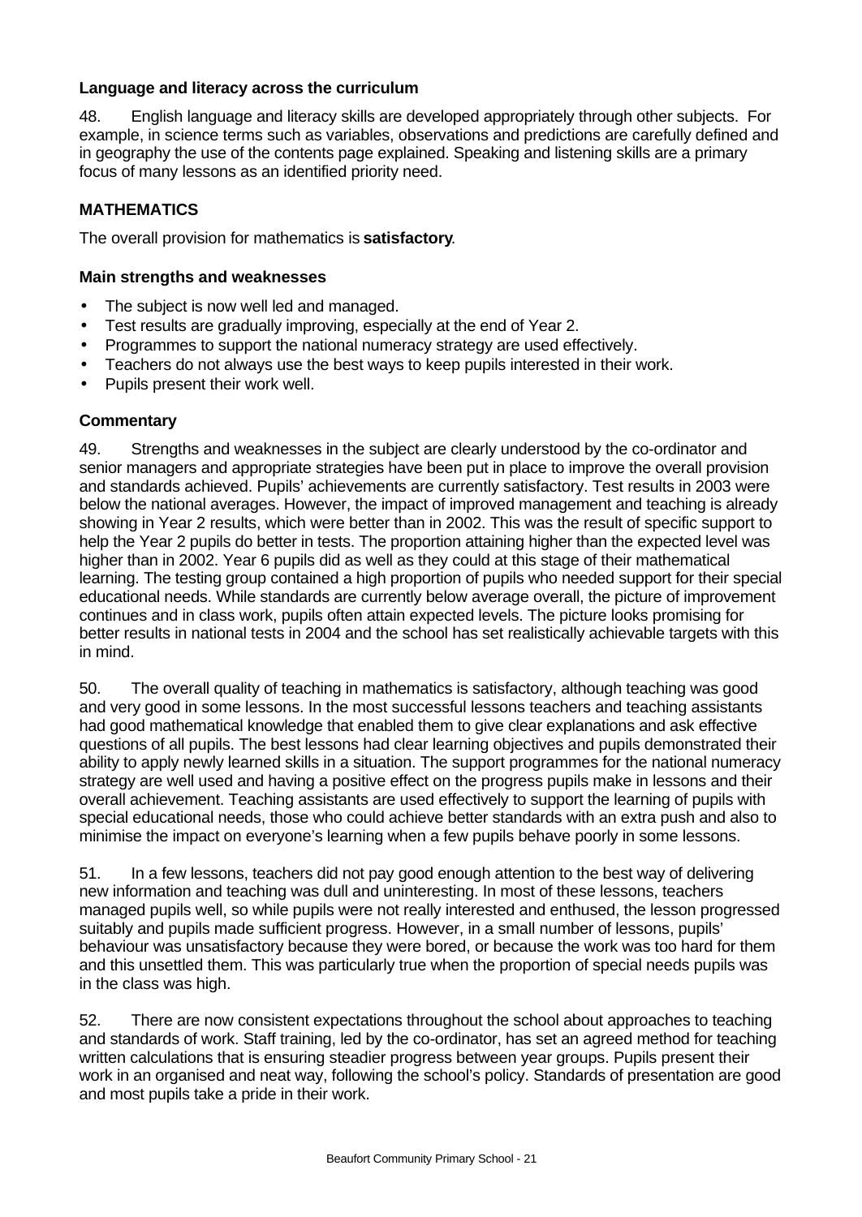### Language and literacy across the curriculum

48. English language and literacy skills are developed appropriately through other subjects. For example, in science terms such as variables, observations and predictions are carefully defined and in geography the use of the contents page explained. Speaking and listening skills are a primary focus of many lessons as an identified priority need.

## MATHEMATICS

The overall provision for mathematics is **satisfactory**.

### Main strengths and weaknesses

- The subject is now well led and managed.
- Test results are gradually improving, especially at the end of Year 2.
- Programmes to support the national numeracy strategy are used effectively.
- Teachers do not always use the best ways to keep pupils interested in their work.
- Pupils present their work well.

### Commentary

49. Strengths and weaknesses in the subject are clearly understood by the co-ordinator and senior managers and appropriate strategies have been put in place to improve the overall provision and standards achieved. Pupils' achievements are currently satisfactory. Test results in 2003 were below the national averages. However, the impact of improved management and teaching is already showing in Year 2 results, which were better than in 2002. This was the result of specific support to help the Year 2 pupils do better in tests. The proportion attaining higher than the expected level was higher than in 2002. Year 6 pupils did as well as they could at this stage of their mathematical learning. The testing group contained a high proportion of pupils who needed support for their special educational needs. While standards are currently below average overall, the picture of improvement continues and in class work, pupils often attain expected levels. The picture looks promising for better results in national tests in 2004 and the school has set realistically achievable targets with this in mind.

50. The overall quality of teaching in mathematics is satisfactory, although teaching was good and very good in some lessons. In the most successful lessons teachers and teaching assistants had good mathematical knowledge that enabled them to give clear explanations and ask effective questions of all pupils. The best lessons had clear learning objectives and pupils demonstrated their ability to apply newly learned skills in a situation. The support programmes for the national numeracy strategy are well used and having a positive effect on the progress pupils make in lessons and their overall achievement. Teaching assistants are used effectively to support the learning of pupils with special educational needs, those who could achieve better standards with an extra push and also to minimise the impact on everyone's learning when a few pupils behave poorly in some lessons.

51. In a few lessons, teachers did not pay good enough attention to the best way of delivering new information and teaching was dull and uninteresting. In most of these lessons, teachers managed pupils well, so while pupils were not really interested and enthused, the lesson progressed suitably and pupils made sufficient progress. However, in a small number of lessons, pupils' behaviour was unsatisfactory because they were bored, or because the work was too hard for them and this unsettled them. This was particularly true when the proportion of special needs pupils was in the class was high.

52. There are now consistent expectations throughout the school about approaches to teaching and standards of work. Staff training, led by the co-ordinator, has set an agreed method for teaching written calculations that is ensuring steadier progress between year groups. Pupils present their work in an organised and neat way, following the school's policy. Standards of presentation are good and most pupils take a pride in their work.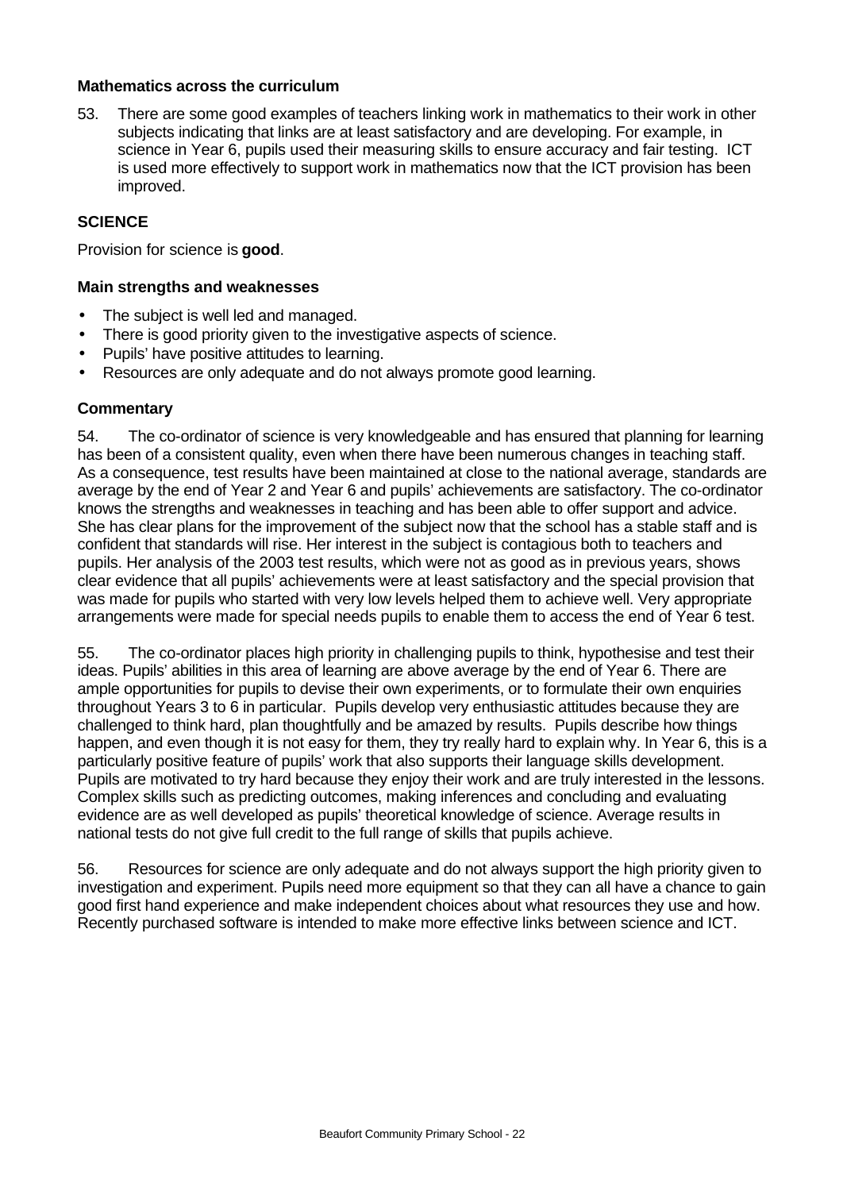#### Mathematics across the curriculum

53. There are some good examples of teachers linking work in mathematics to their work in other subjects indicating that links are at least satisfactory and are developing. For example, in science in Year 6, pupils used their measuring skills to ensure accuracy and fair testing. ICT is used more effectively to support work in mathematics now that the ICT provision has been improved.

### SCIENCE

Provision for science is **good**.

#### Main strengths and weaknesses

- The subject is well led and managed.
- There is good priority given to the investigative aspects of science.
- Pupils' have positive attitudes to learning.
- Resources are only adequate and do not always promote good learning.

#### Commentary

54. The co-ordinator of science is very knowledgeable and has ensured that planning for learning has been of a consistent quality, even when there have been numerous changes in teaching staff. As a consequence, test results have been maintained at close to the national average, standards are average by the end of Year 2 and Year 6 and pupils' achievements are satisfactory. The co-ordinator knows the strengths and weaknesses in teaching and has been able to offer support and advice. She has clear plans for the improvement of the subject now that the school has a stable staff and is confident that standards will rise. Her interest in the subject is contagious both to teachers and pupils. Her analysis of the 2003 test results, which were not as good as in previous years, shows clear evidence that all pupils' achievements were at least satisfactory and the special provision that was made for pupils who started with very low levels helped them to achieve well. Very appropriate arrangements were made for special needs pupils to enable them to access the end of Year 6 test.

55. The co-ordinator places high priority in challenging pupils to think, hypothesise and test their ideas. Pupils' abilities in this area of learning are above average by the end of Year 6. There are ample opportunities for pupils to devise their own experiments, or to formulate their own enquiries throughout Years 3 to 6 in particular. Pupils develop very enthusiastic attitudes because they are challenged to think hard, plan thoughtfully and be amazed by results. Pupils describe how things happen, and even though it is not easy for them, they try really hard to explain why. In Year 6, this is a particularly positive feature of pupils' work that also supports their language skills development. Pupils are motivated to try hard because they enjoy their work and are truly interested in the lessons. Complex skills such as predicting outcomes, making inferences and concluding and evaluating evidence are as well developed as pupils' theoretical knowledge of science. Average results in national tests do not give full credit to the full range of skills that pupils achieve.

56. Resources for science are only adequate and do not always support the high priority given to investigation and experiment. Pupils need more equipment so that they can all have a chance to gain good first hand experience and make independent choices about what resources they use and how. Recently purchased software is intended to make more effective links between science and ICT.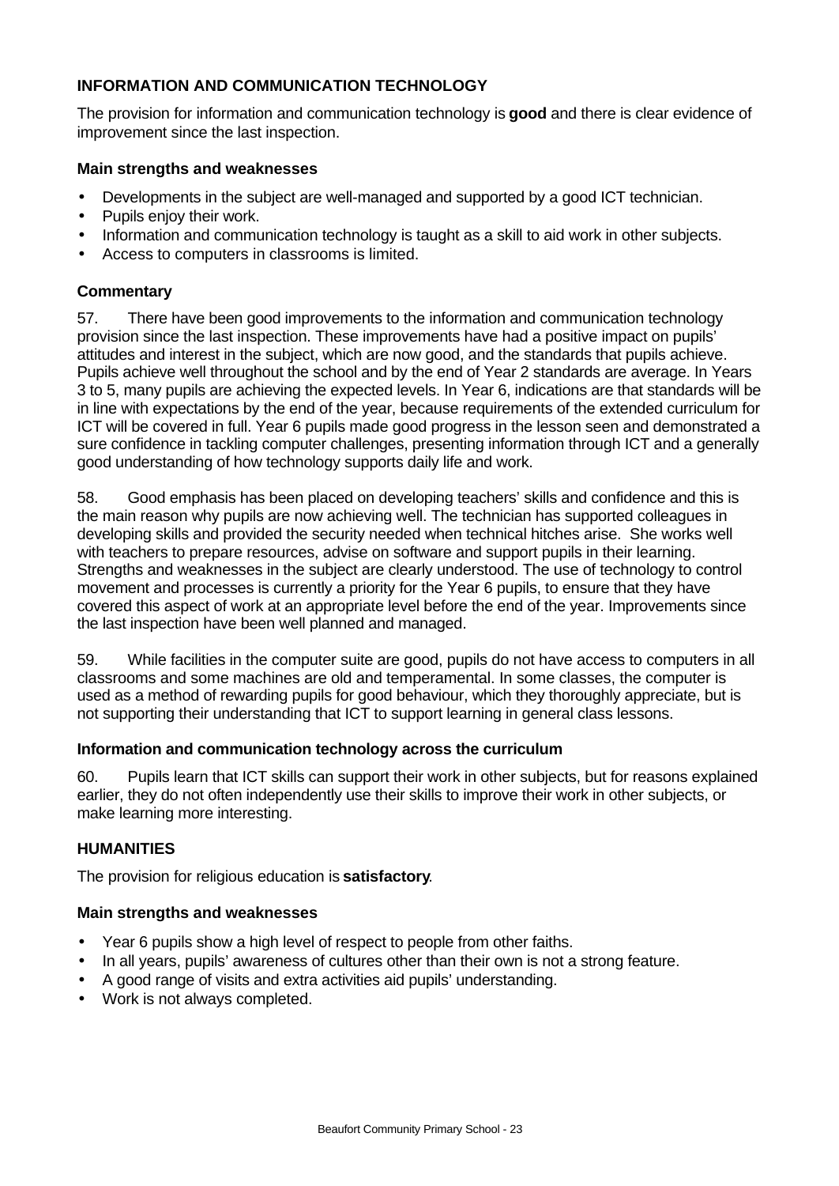## INFORMATION AND COMMUNICATION TECHNOLOGY

The provision for information and communication technology is **good** and there is clear evidence of improvement since the last inspection.

### Main strengths and weaknesses

- Developments in the subject are well-managed and supported by a good ICT technician.
- Pupils enjoy their work.
- Information and communication technology is taught as a skill to aid work in other subjects.
- Access to computers in classrooms is limited.

### Commentary

57. There have been good improvements to the information and communication technology provision since the last inspection. These improvements have had a positive impact on pupils' attitudes and interest in the subject, which are now good, and the standards that pupils achieve. Pupils achieve well throughout the school and by the end of Year 2 standards are average. In Years 3 to 5, many pupils are achieving the expected levels. In Year 6, indications are that standards will be in line with expectations by the end of the year, because requirements of the extended curriculum for ICT will be covered in full. Year 6 pupils made good progress in the lesson seen and demonstrated a sure confidence in tackling computer challenges, presenting information through ICT and a generally good understanding of how technology supports daily life and work.

58. Good emphasis has been placed on developing teachers' skills and confidence and this is the main reason why pupils are now achieving well. The technician has supported colleagues in developing skills and provided the security needed when technical hitches arise. She works well with teachers to prepare resources, advise on software and support pupils in their learning. Strengths and weaknesses in the subject are clearly understood. The use of technology to control movement and processes is currently a priority for the Year 6 pupils, to ensure that they have covered this aspect of work at an appropriate level before the end of the year. Improvements since the last inspection have been well planned and managed.

59. While facilities in the computer suite are good, pupils do not have access to computers in all classrooms and some machines are old and temperamental. In some classes, the computer is used as a method of rewarding pupils for good behaviour, which they thoroughly appreciate, but is not supporting their understanding that ICT to support learning in general class lessons.

### Information and communication technology across the curriculum

60. Pupils learn that ICT skills can support their work in other subjects, but for reasons explained earlier, they do not often independently use their skills to improve their work in other subjects, or make learning more interesting.

## HUMANITIES

The provision for religious education is **satisfactory**.

### Main strengths and weaknesses

- Year 6 pupils show a high level of respect to people from other faiths.
- In all years, pupils' awareness of cultures other than their own is not a strong feature.
- A good range of visits and extra activities aid pupils' understanding.
- Work is not always completed.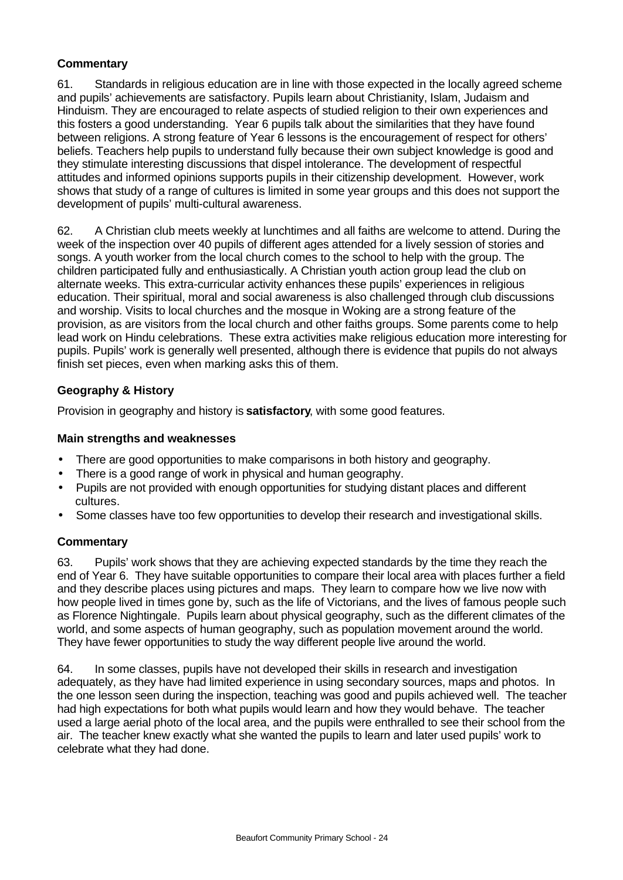### Commentary

61. Standards in religious education are in line with those expected in the locally agreed scheme and pupils' achievements are satisfactory. Pupils learn about Christianity, Islam, Judaism and Hinduism. They are encouraged to relate aspects of studied religion to their own experiences and this fosters a good understanding. Year 6 pupils talk about the similarities that they have found between religions. A strong feature of Year 6 lessons is the encouragement of respect for others' beliefs. Teachers help pupils to understand fully because their own subject knowledge is good and they stimulate interesting discussions that dispel intolerance. The development of respectful attitudes and informed opinions supports pupils in their citizenship development. However, work shows that study of a range of cultures is limited in some year groups and this does not support the development of pupils' multi-cultural awareness.

62. A Christian club meets weekly at lunchtimes and all faiths are welcome to attend. During the week of the inspection over 40 pupils of different ages attended for a lively session of stories and songs. A youth worker from the local church comes to the school to help with the group. The children participated fully and enthusiastically. A Christian youth action group lead the club on alternate weeks. This extra-curricular activity enhances these pupils' experiences in religious education. Their spiritual, moral and social awareness is also challenged through club discussions and worship. Visits to local churches and the mosque in Woking are a strong feature of the provision, as are visitors from the local church and other faiths groups. Some parents come to help lead work on Hindu celebrations. These extra activities make religious education more interesting for pupils. Pupils' work is generally well presented, although there is evidence that pupils do not always finish set pieces, even when marking asks this of them.

### Geography & History

Provision in geography and history is **satisfactory**, with some good features.

#### Main strengths and weaknesses

- There are good opportunities to make comparisons in both history and geography.
- There is a good range of work in physical and human geography.
- Pupils are not provided with enough opportunities for studying distant places and different cultures.
- Some classes have too few opportunities to develop their research and investigational skills.

### Commentary

63. Pupils' work shows that they are achieving expected standards by the time they reach the end of Year 6. They have suitable opportunities to compare their local area with places further a field and they describe places using pictures and maps. They learn to compare how we live now with how people lived in times gone by, such as the life of Victorians, and the lives of famous people such as Florence Nightingale. Pupils learn about physical geography, such as the different climates of the world, and some aspects of human geography, such as population movement around the world. They have fewer opportunities to study the way different people live around the world.

64. In some classes, pupils have not developed their skills in research and investigation adequately, as they have had limited experience in using secondary sources, maps and photos. In the one lesson seen during the inspection, teaching was good and pupils achieved well. The teacher had high expectations for both what pupils would learn and how they would behave. The teacher used a large aerial photo of the local area, and the pupils were enthralled to see their school from the air. The teacher knew exactly what she wanted the pupils to learn and later used pupils' work to celebrate what they had done.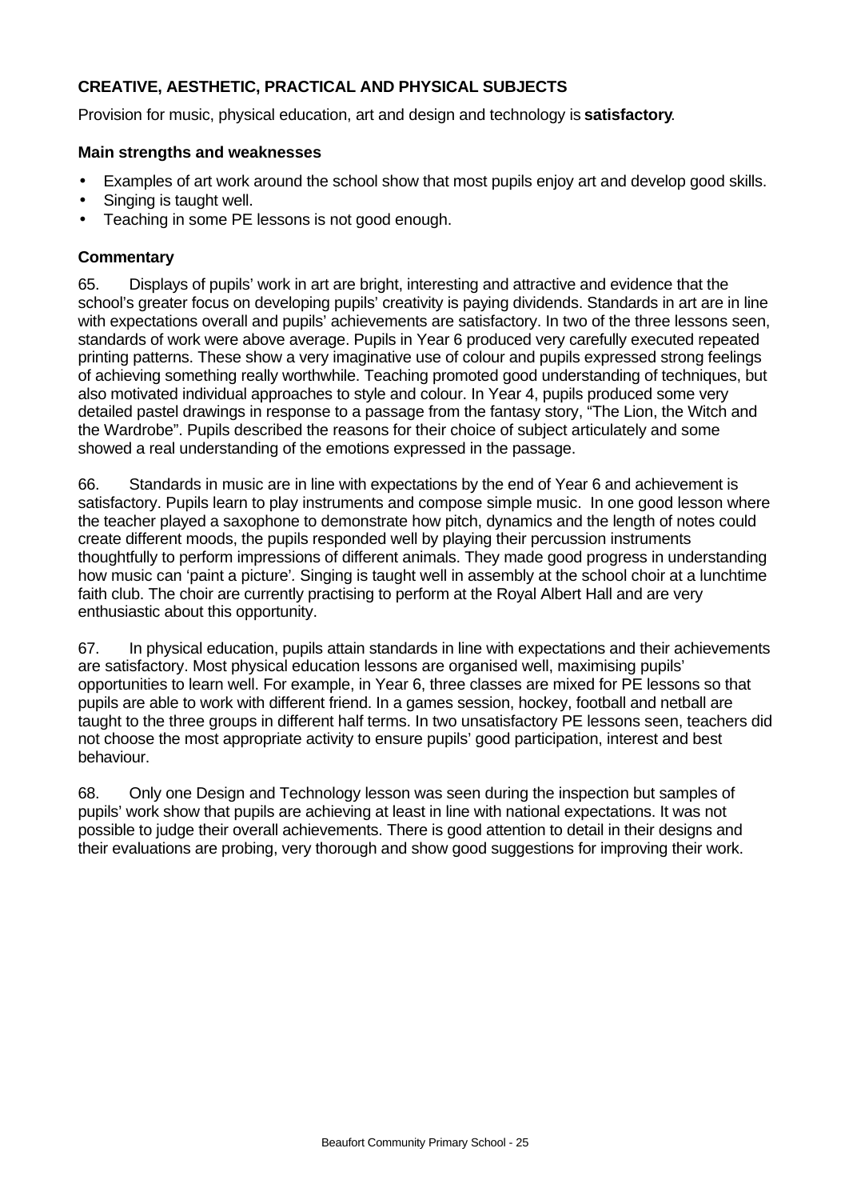## CREATIVE, AESTHETIC, PRACTICAL AND PHYSICAL SUBJECTS

Provision for music, physical education, art and design and technology is **satisfactory**.

### Main strengths and weaknesses

- Examples of art work around the school show that most pupils enjoy art and develop good skills.
- Singing is taught well.
- Teaching in some PE lessons is not good enough.

### Commentary

65. Displays of pupils' work in art are bright, interesting and attractive and evidence that the school's greater focus on developing pupils' creativity is paying dividends. Standards in art are in line with expectations overall and pupils' achievements are satisfactory. In two of the three lessons seen, standards of work were above average. Pupils in Year 6 produced very carefully executed repeated printing patterns. These show a very imaginative use of colour and pupils expressed strong feelings of achieving something really worthwhile. Teaching promoted good understanding of techniques, but also motivated individual approaches to style and colour. In Year 4, pupils produced some very detailed pastel drawings in response to a passage from the fantasy story, "The Lion, the Witch and the Wardrobe". Pupils described the reasons for their choice of subject articulately and some showed a real understanding of the emotions expressed in the passage.

66. Standards in music are in line with expectations by the end of Year 6 and achievement is satisfactory. Pupils learn to play instruments and compose simple music. In one good lesson where the teacher played a saxophone to demonstrate how pitch, dynamics and the length of notes could create different moods, the pupils responded well by playing their percussion instruments thoughtfully to perform impressions of different animals. They made good progress in understanding how music can 'paint a picture'. Singing is taught well in assembly at the school choir at a lunchtime faith club. The choir are currently practising to perform at the Royal Albert Hall and are very enthusiastic about this opportunity.

67. In physical education, pupils attain standards in line with expectations and their achievements are satisfactory. Most physical education lessons are organised well, maximising pupils' opportunities to learn well. For example, in Year 6, three classes are mixed for PE lessons so that pupils are able to work with different friend. In a games session, hockey, football and netball are taught to the three groups in different half terms. In two unsatisfactory PE lessons seen, teachers did not choose the most appropriate activity to ensure pupils' good participation, interest and best behaviour.

68. Only one Design and Technology lesson was seen during the inspection but samples of pupils' work show that pupils are achieving at least in line with national expectations. It was not possible to judge their overall achievements. There is good attention to detail in their designs and their evaluations are probing, very thorough and show good suggestions for improving their work.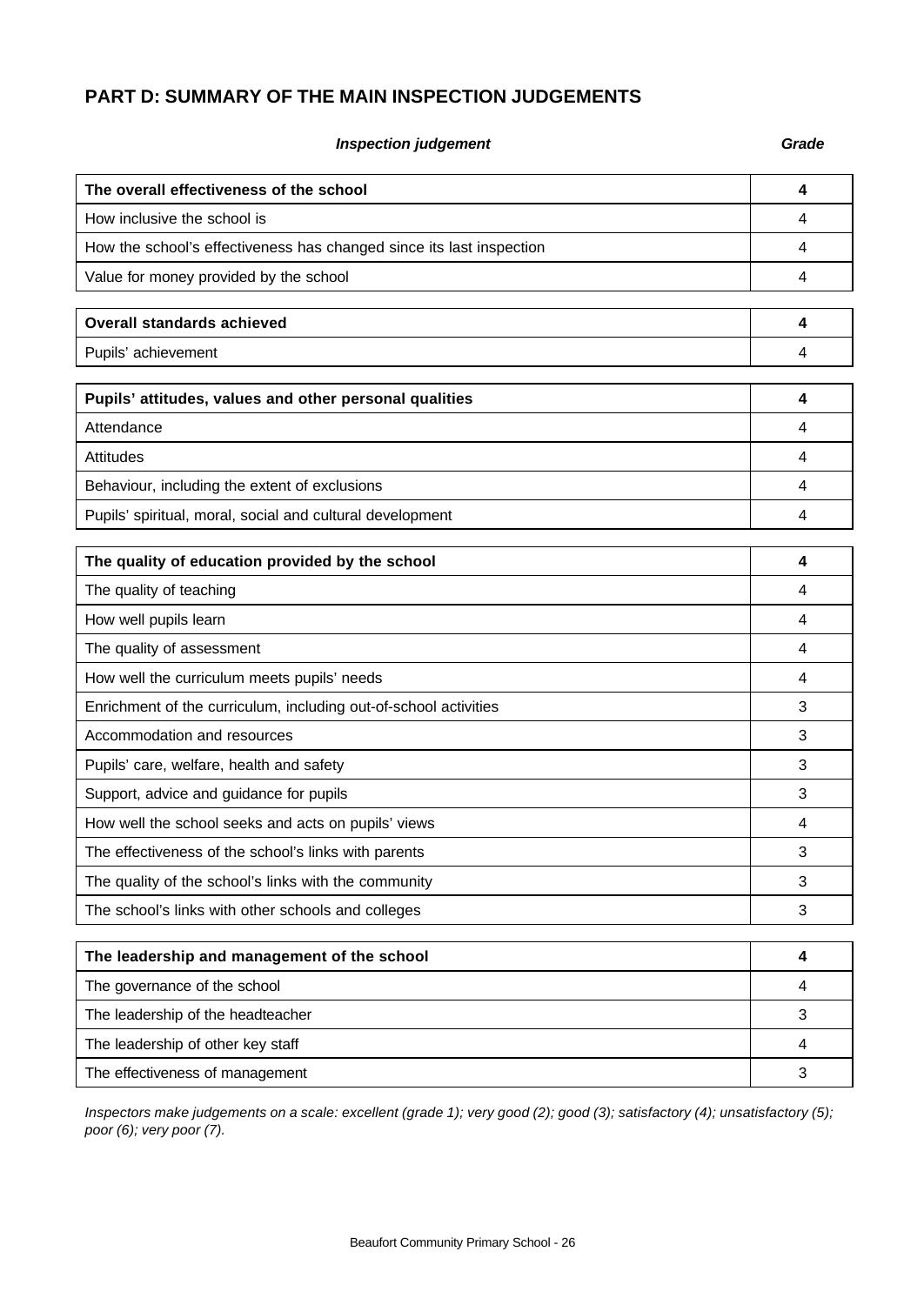## PART D: SUMMARY OF THE MAIN INSPECTION JUDGEMENTS

| *Inspection judgement* | *Grade* |
|---|---|
| **The overall effectiveness of the school** | **4** |
| How inclusive the school is | 4 |
| How the school's effectiveness has changed since its last inspection | 4 |
| Value for money provided by the school | 4 |
| **Overall standards achieved** | **4** |
| Pupils' achievement | 4 |
| **Pupils' attitudes, values and other personal qualities** | **4** |
| Attendance | 4 |
| Attitudes | 4 |
| Behaviour, including the extent of exclusions | 4 |
| Pupils' spiritual, moral, social and cultural development | 4 |
| **The quality of education provided by the school** | **4** |
| The quality of teaching | 4 |
| How well pupils learn | 4 |
| The quality of assessment | 4 |
| How well the curriculum meets pupils' needs | 4 |
| Enrichment of the curriculum, including out-of-school activities | 3 |
| Accommodation and resources | 3 |
| Pupils' care, welfare, health and safety | 3 |
| Support, advice and guidance for pupils | 3 |
| How well the school seeks and acts on pupils' views | 4 |
| The effectiveness of the school's links with parents | 3 |
| The quality of the school's links with the community | 3 |
| The school's links with other schools and colleges | 3 |
| **The leadership and management of the school** | **4** |
| The governance of the school | 4 |
| The leadership of the headteacher | 3 |
| The leadership of other key staff | 4 |
| The effectiveness of management | 3 |

*Inspectors make judgements on a scale: excellent (grade 1); very good (2); good (3); satisfactory (4); unsatisfactory (5); poor (6); very poor (7).*